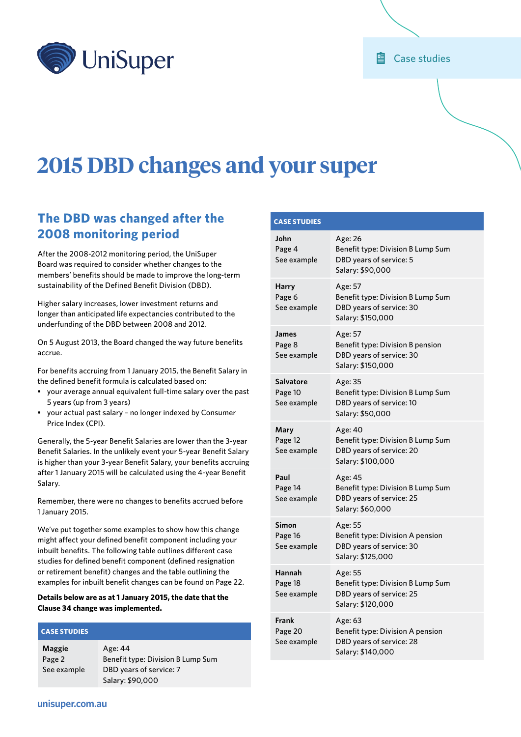UniSuper

Case studies

# 2015 DBD changes and your super

## The DBD was changed after the 2008 monitoring period

After the 2008-2012 monitoring period, the UniSuper Board was required to consider whether changes to the members' benefits should be made to improve the long-term sustainability of the Defined Benefit Division (DBD).

Higher salary increases, lower investment returns and longer than anticipated life expectancies contributed to the underfunding of the DBD between 2008 and 2012.

On 5 August 2013, the Board changed the way future benefits accrue.

For benefits accruing from 1 January 2015, the Benefit Salary in the defined benefit formula is calculated based on:

- your average annual equivalent full-time salary over the past 5 years (up from 3 years)
- your actual past salary – no longer indexed by Consumer Price Index (CPI).

Generally, the 5-year Benefit Salaries are lower than the 3-year Benefit Salaries. In the unlikely event your 5-year Benefit Salary is higher than your 3-year Benefit Salary, your benefits accruing after 1 January 2015 will be calculated using the 4-year Benefit Salary.

Remember, there were no changes to benefits accrued before 1 January 2015.

We've put together some examples to show how this change might affect your defined benefit component including your inbuilt benefits. The following table outlines different case studies for defined benefit component (defined resignation or retirement benefit) changes and the table outlining the examples for inbuilt benefit changes can be found on Page 22.

**Details below are as at 1 January 2015, the date that the Clause 34 change was implemented.**

| CASE STUDIES | |
|---|---|
| **Maggie**<br>Page 2<br>See example | Age: 44<br>Benefit type: Division B Lump Sum<br>DBD years of service: 7<br>Salary: $90,000 |
| **John**<br>Page 4<br>See example | Age: 26<br>Benefit type: Division B Lump Sum<br>DBD years of service: 5<br>Salary: $90,000 |
| **Harry**<br>Page 6<br>See example | Age: 57<br>Benefit type: Division B Lump Sum<br>DBD years of service: 30<br>Salary: $150,000 |
| **James**<br>Page 8<br>See example | Age: 57<br>Benefit type: Division B pension<br>DBD years of service: 30<br>Salary: $150,000 |
| **Salvatore**<br>Page 10<br>See example | Age: 35<br>Benefit type: Division B Lump Sum<br>DBD years of service: 10<br>Salary: $50,000 |
| **Mary**<br>Page 12<br>See example | Age: 40<br>Benefit type: Division B Lump Sum<br>DBD years of service: 20<br>Salary: $100,000 |
| **Paul**<br>Page 14<br>See example | Age: 45<br>Benefit type: Division B Lump Sum<br>DBD years of service: 25<br>Salary: $60,000 |
| **Simon**<br>Page 16<br>See example | Age: 55<br>Benefit type: Division A pension<br>DBD years of service: 30<br>Salary: $125,000 |
| **Hannah**<br>Page 18<br>See example | Age: 55<br>Benefit type: Division B Lump Sum<br>DBD years of service: 25<br>Salary: $120,000 |
| **Frank**<br>Page 20<br>See example | Age: 63<br>Benefit type: Division A pension<br>DBD years of service: 28<br>Salary: $140,000 |

unisuper.com.au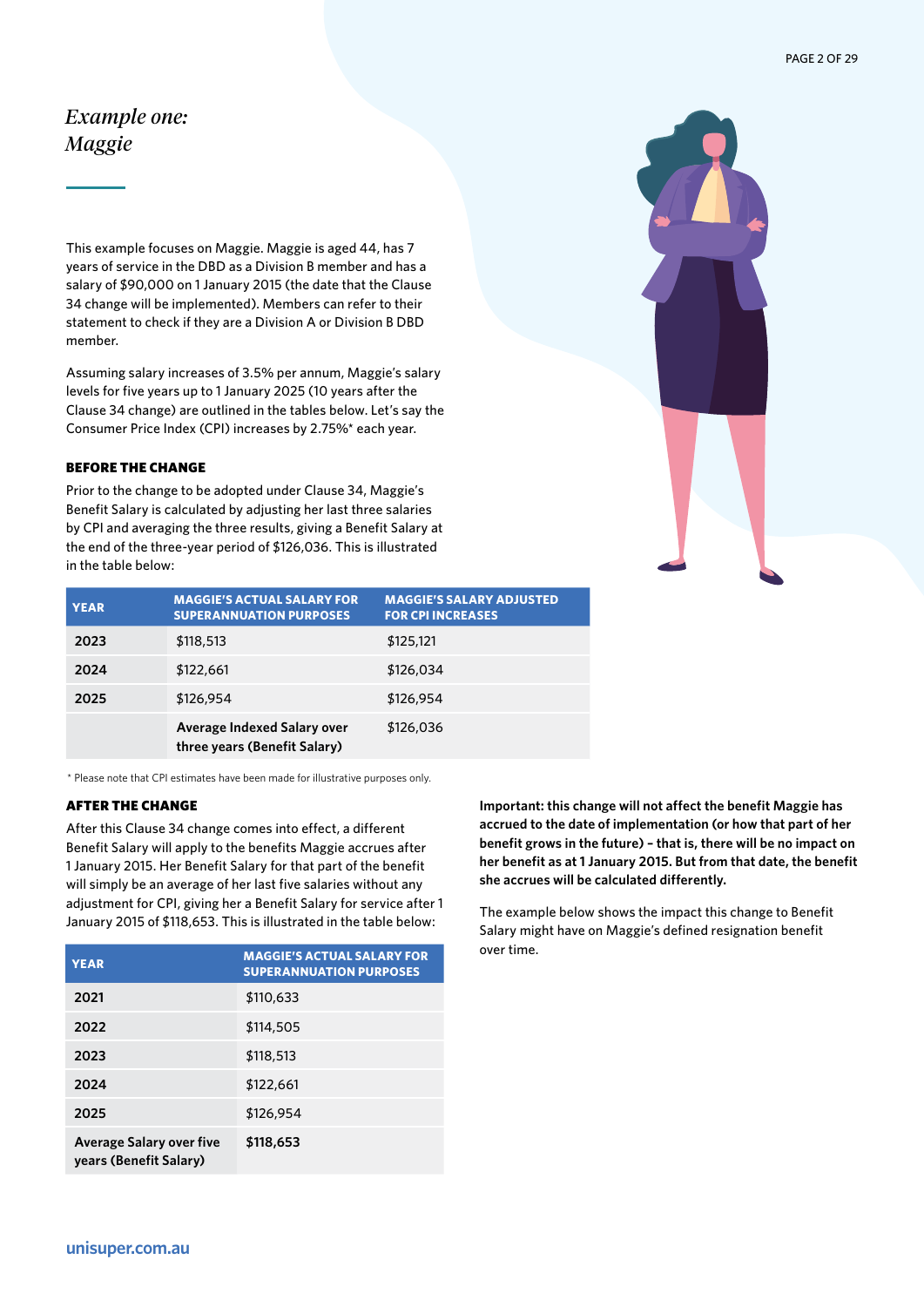## *Example one: Maggie*

This example focuses on Maggie. Maggie is aged 44, has 7 years of service in the DBD as a Division B member and has a salary of $90,000 on 1 January 2015 (the date that the Clause 34 change will be implemented). Members can refer to their statement to check if they are a Division A or Division B DBD member.

Assuming salary increases of 3.5% per annum, Maggie's salary levels for five years up to 1 January 2025 (10 years after the Clause 34 change) are outlined in the tables below. Let's say the Consumer Price Index (CPI) increases by 2.75%* each year.

### BEFORE THE CHANGE

Prior to the change to be adopted under Clause 34, Maggie's Benefit Salary is calculated by adjusting her last three salaries by CPI and averaging the three results, giving a Benefit Salary at the end of the three-year period of $126,036. This is illustrated in the table below:

| YEAR | MAGGIE'S ACTUAL SALARY FOR SUPERANNUATION PURPOSES | MAGGIE'S SALARY ADJUSTED FOR CPI INCREASES |
|---|---|---|
| **2023** | $118,513 | $125,121 |
| **2024** | $122,661 | $126,034 |
| **2025** | $126,954 | $126,954 |
| | **Average Indexed Salary over three years (Benefit Salary)** | $126,036 |

\* Please note that CPI estimates have been made for illustrative purposes only.

### AFTER THE CHANGE

After this Clause 34 change comes into effect, a different Benefit Salary will apply to the benefits Maggie accrues after 1 January 2015. Her Benefit Salary for that part of the benefit will simply be an average of her last five salaries without any adjustment for CPI, giving her a Benefit Salary for service after 1 January 2015 of $118,653. This is illustrated in the table below:

| YEAR | MAGGIE'S ACTUAL SALARY FOR SUPERANNUATION PURPOSES |
|---|---|
| **2021** | $110,633 |
| **2022** | $114,505 |
| **2023** | $118,513 |
| **2024** | $122,661 |
| **2025** | $126,954 |
| **Average Salary over five years (Benefit Salary)** | **$118,653** |

**Important: this change will not affect the benefit Maggie has accrued to the date of implementation (or how that part of her benefit grows in the future) – that is, there will be no impact on her benefit as at 1 January 2015. But from that date, the benefit she accrues will be calculated differently.**

The example below shows the impact this change to Benefit Salary might have on Maggie's defined resignation benefit over time.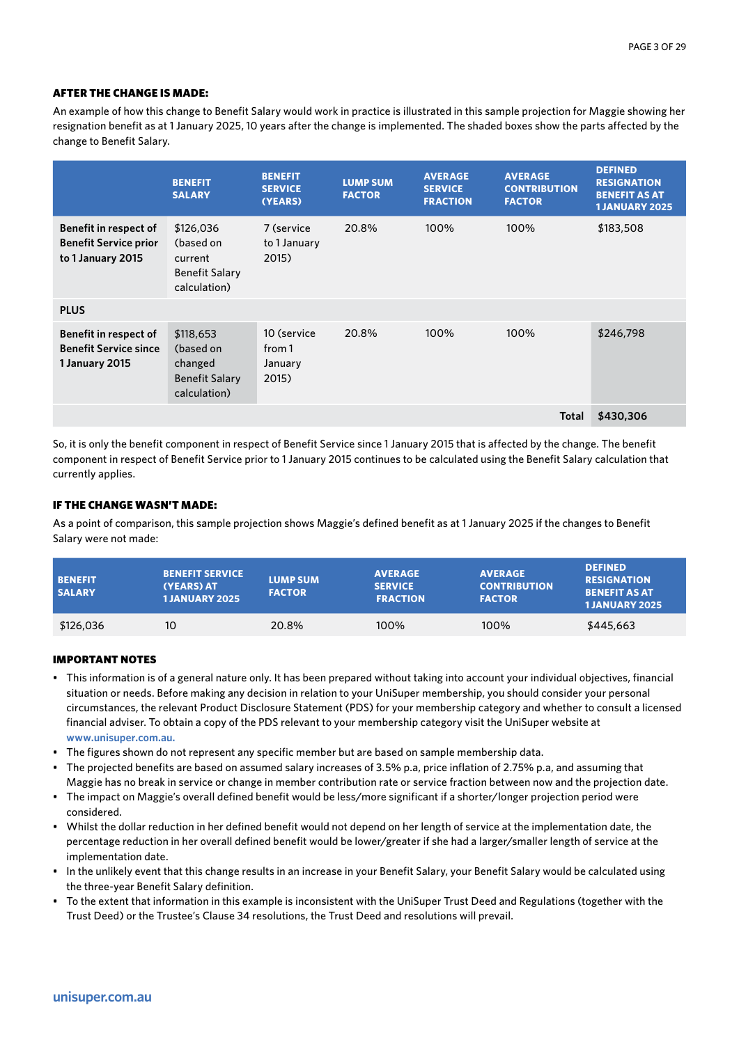### AFTER THE CHANGE IS MADE:

An example of how this change to Benefit Salary would work in practice is illustrated in this sample projection for Maggie showing her resignation benefit as at 1 January 2025, 10 years after the change is implemented. The shaded boxes show the parts affected by the change to Benefit Salary.

| | BENEFIT SALARY | BENEFIT SERVICE (YEARS) | LUMP SUM FACTOR | AVERAGE SERVICE FRACTION | AVERAGE CONTRIBUTION FACTOR | DEFINED RESIGNATION BENEFIT AS AT 1 JANUARY 2025 |
|---|---|---|---|---|---|---|
| **Benefit in respect of Benefit Service prior to 1 January 2015** | $126,036 (based on current Benefit Salary calculation) | 7 (service to 1 January 2015) | 20.8% | 100% | 100% | $183,508 |
| **PLUS** | | | | | | |
| **Benefit in respect of Benefit Service since 1 January 2015** | $118,653 (based on changed Benefit Salary calculation) | 10 (service from 1 January 2015) | 20.8% | 100% | 100% | $246,798 |
| | | | | | **Total** | **$430,306** |

So, it is only the benefit component in respect of Benefit Service since 1 January 2015 that is affected by the change. The benefit component in respect of Benefit Service prior to 1 January 2015 continues to be calculated using the Benefit Salary calculation that currently applies.

### IF THE CHANGE WASN'T MADE:

As a point of comparison, this sample projection shows Maggie's defined benefit as at 1 January 2025 if the changes to Benefit Salary were not made:

| BENEFIT SALARY | BENEFIT SERVICE (YEARS) AT 1 JANUARY 2025 | LUMP SUM FACTOR | AVERAGE SERVICE FRACTION | AVERAGE CONTRIBUTION FACTOR | DEFINED RESIGNATION BENEFIT AS AT 1 JANUARY 2025 |
|---|---|---|---|---|---|
| $126,036 | 10 | 20.8% | 100% | 100% | $445,663 |

### IMPORTANT NOTES

- This information is of a general nature only. It has been prepared without taking into account your individual objectives, financial situation or needs. Before making any decision in relation to your UniSuper membership, you should consider your personal circumstances, the relevant Product Disclosure Statement (PDS) for your membership category and whether to consult a licensed financial adviser. To obtain a copy of the PDS relevant to your membership category visit the UniSuper website at www.unisuper.com.au.
- The figures shown do not represent any specific member but are based on sample membership data.
- The projected benefits are based on assumed salary increases of 3.5% p.a, price inflation of 2.75% p.a, and assuming that Maggie has no break in service or change in member contribution rate or service fraction between now and the projection date.
- The impact on Maggie's overall defined benefit would be less/more significant if a shorter/longer projection period were considered.
- Whilst the dollar reduction in her defined benefit would not depend on her length of service at the implementation date, the percentage reduction in her overall defined benefit would be lower/greater if she had a larger/smaller length of service at the implementation date.
- In the unlikely event that this change results in an increase in your Benefit Salary, your Benefit Salary would be calculated using the three-year Benefit Salary definition.
- To the extent that information in this example is inconsistent with the UniSuper Trust Deed and Regulations (together with the Trust Deed) or the Trustee's Clause 34 resolutions, the Trust Deed and resolutions will prevail.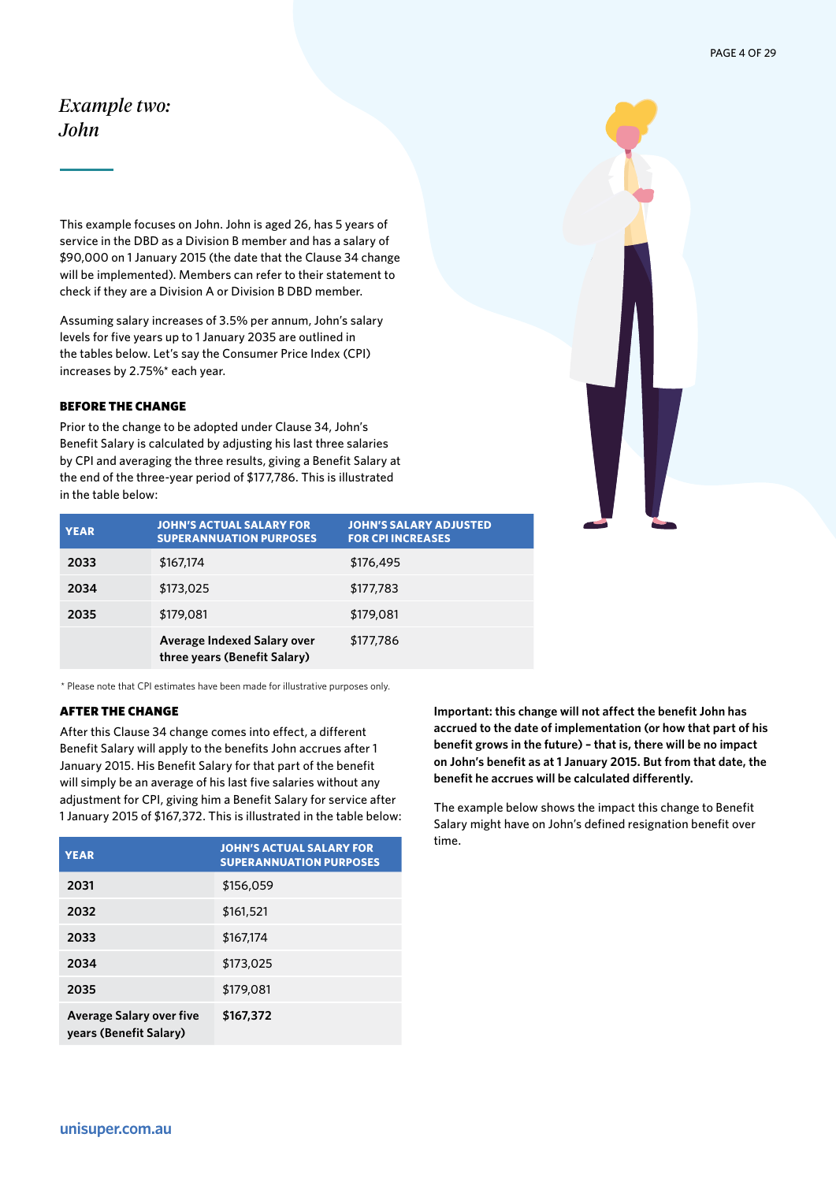## *Example two: John*

This example focuses on John. John is aged 26, has 5 years of service in the DBD as a Division B member and has a salary of $90,000 on 1 January 2015 (the date that the Clause 34 change will be implemented). Members can refer to their statement to check if they are a Division A or Division B DBD member.

Assuming salary increases of 3.5% per annum, John's salary levels for five years up to 1 January 2035 are outlined in the tables below. Let's say the Consumer Price Index (CPI) increases by 2.75%* each year.

### BEFORE THE CHANGE

Prior to the change to be adopted under Clause 34, John's Benefit Salary is calculated by adjusting his last three salaries by CPI and averaging the three results, giving a Benefit Salary at the end of the three-year period of $177,786. This is illustrated in the table below:

| YEAR | JOHN'S ACTUAL SALARY FOR SUPERANNUATION PURPOSES | JOHN'S SALARY ADJUSTED FOR CPI INCREASES |
|---|---|---|
| 2033 | $167,174 | $176,495 |
| 2034 | $173,025 | $177,783 |
| 2035 | $179,081 | $179,081 |
| | **Average Indexed Salary over three years (Benefit Salary)** | $177,786 |

* Please note that CPI estimates have been made for illustrative purposes only.

### AFTER THE CHANGE

After this Clause 34 change comes into effect, a different Benefit Salary will apply to the benefits John accrues after 1 January 2015. His Benefit Salary for that part of the benefit will simply be an average of his last five salaries without any adjustment for CPI, giving him a Benefit Salary for service after 1 January 2015 of $167,372. This is illustrated in the table below:

| YEAR | JOHN'S ACTUAL SALARY FOR SUPERANNUATION PURPOSES |
|---|---|
| 2031 | $156,059 |
| 2032 | $161,521 |
| 2033 | $167,174 |
| 2034 | $173,025 |
| 2035 | $179,081 |
| **Average Salary over five years (Benefit Salary)** | **$167,372** |

**Important: this change will not affect the benefit John has accrued to the date of implementation (or how that part of his benefit grows in the future) – that is, there will be no impact on John's benefit as at 1 January 2015. But from that date, the benefit he accrues will be calculated differently.**

The example below shows the impact this change to Benefit Salary might have on John's defined resignation benefit over time.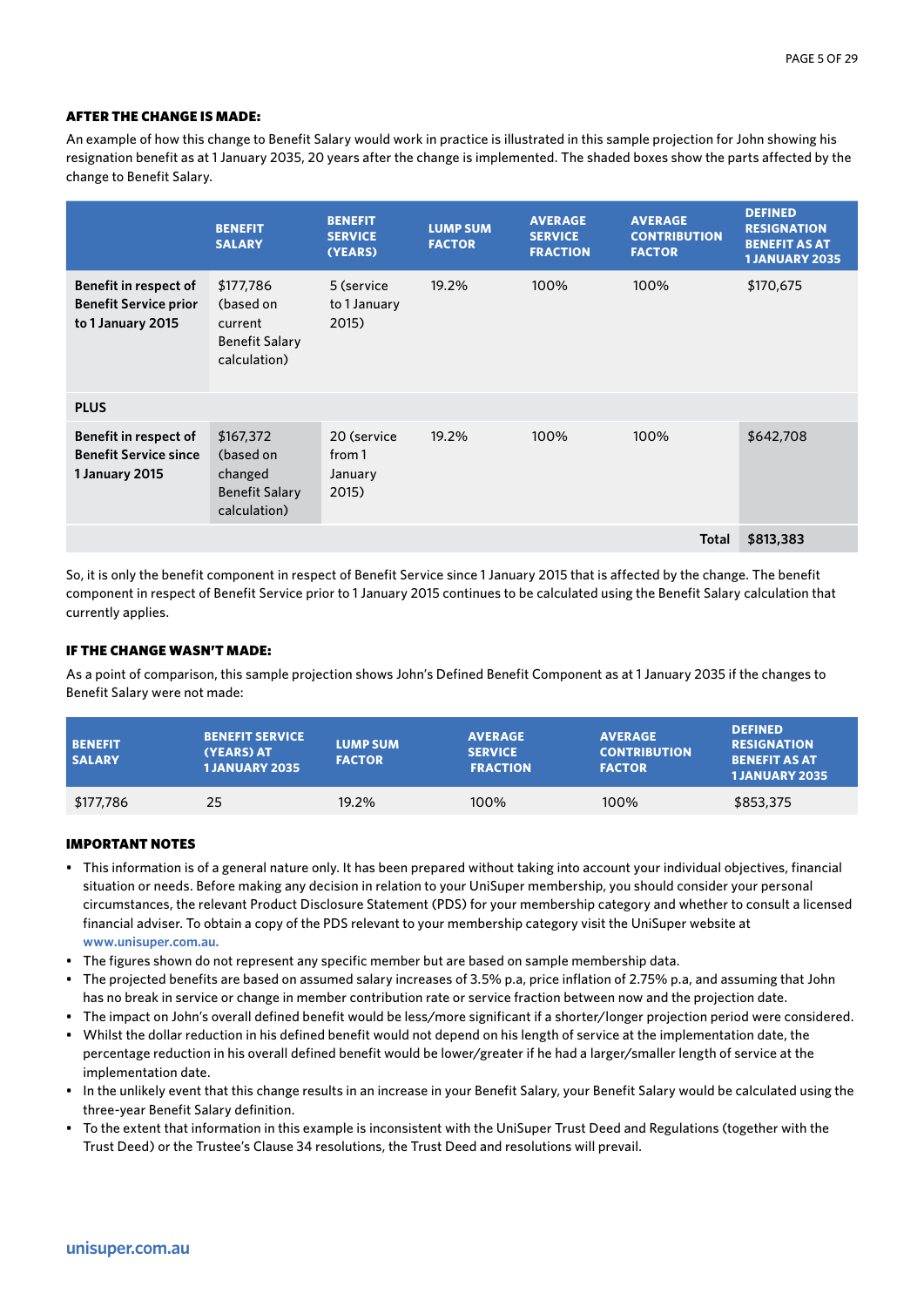### AFTER THE CHANGE IS MADE:

An example of how this change to Benefit Salary would work in practice is illustrated in this sample projection for John showing his resignation benefit as at 1 January 2035, 20 years after the change is implemented. The shaded boxes show the parts affected by the change to Benefit Salary.

| | BENEFIT SALARY | BENEFIT SERVICE (YEARS) | LUMP SUM FACTOR | AVERAGE SERVICE FRACTION | AVERAGE CONTRIBUTION FACTOR | DEFINED RESIGNATION BENEFIT AS AT 1 JANUARY 2035 |
|---|---|---|---|---|---|---|
| **Benefit in respect of Benefit Service prior to 1 January 2015** | $177,786 (based on current Benefit Salary calculation) | 5 (service to 1 January 2015) | 19.2% | 100% | 100% | $170,675 |
| **PLUS** | | | | | | |
| **Benefit in respect of Benefit Service since 1 January 2015** | $167,372 (based on changed Benefit Salary calculation) | 20 (service from 1 January 2015) | 19.2% | 100% | 100% | $642,708 |
| | | | | | **Total** | **$813,383** |

So, it is only the benefit component in respect of Benefit Service since 1 January 2015 that is affected by the change. The benefit component in respect of Benefit Service prior to 1 January 2015 continues to be calculated using the Benefit Salary calculation that currently applies.

### IF THE CHANGE WASN'T MADE:

As a point of comparison, this sample projection shows John's Defined Benefit Component as at 1 January 2035 if the changes to Benefit Salary were not made:

| BENEFIT SALARY | BENEFIT SERVICE (YEARS) AT 1 JANUARY 2035 | LUMP SUM FACTOR | AVERAGE SERVICE FRACTION | AVERAGE CONTRIBUTION FACTOR | DEFINED RESIGNATION BENEFIT 1 JANUARY 2035 |
|---|---|---|---|---|---|
| $177,786 | 25 | 19.2% | 100% | 100% | $853,375 |

### IMPORTANT NOTES

- This information is of a general nature only. It has been prepared without taking into account your individual objectives, financial situation or needs. Before making any decision in relation to your UniSuper membership, you should consider your personal circumstances, the relevant Product Disclosure Statement (PDS) for your membership category and whether to consult a licensed financial adviser. To obtain a copy of the PDS relevant to your membership category visit the UniSuper website at www.unisuper.com.au.
- The figures shown do not represent any specific member but are based on sample membership data.
- The projected benefits are based on assumed salary increases of 3.5% p.a, price inflation of 2.75% p.a, and assuming that John has no break in service or change in member contribution rate or service fraction between now and the projection date.
- The impact on John's overall defined benefit would be less/more significant if a shorter/longer projection period were considered.
- Whilst the dollar reduction in his defined benefit would not depend on his length of service at the implementation date, the percentage reduction in his overall defined benefit would be lower/greater if he had a larger/smaller length of service at the implementation date.
- In the unlikely event that this change results in an increase in your Benefit Salary, your Benefit Salary would be calculated using the three-year Benefit Salary definition.
- To the extent that information in this example is inconsistent with the UniSuper Trust Deed and Regulations (together with the Trust Deed) or the Trustee's Clause 34 resolutions, the Trust Deed and resolutions will prevail.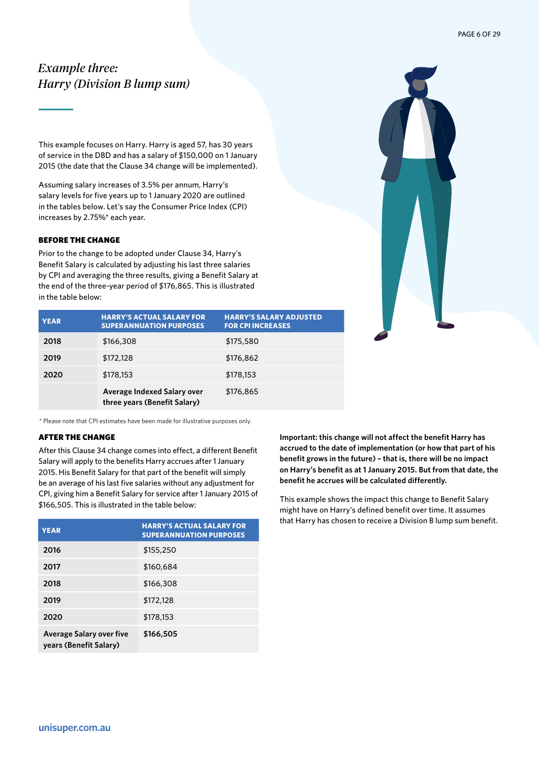# *Example three: Harry (Division B lump sum)*

This example focuses on Harry. Harry is aged 57, has 30 years of service in the DBD and has a salary of $150,000 on 1 January 2015 (the date that the Clause 34 change will be implemented).

Assuming salary increases of 3.5% per annum, Harry's salary levels for five years up to 1 January 2020 are outlined in the tables below. Let's say the Consumer Price Index (CPI) increases by 2.75%* each year.

### BEFORE THE CHANGE

Prior to the change to be adopted under Clause 34, Harry's Benefit Salary is calculated by adjusting his last three salaries by CPI and averaging the three results, giving a Benefit Salary at the end of the three-year period of $176,865. This is illustrated in the table below:

| YEAR | HARRY'S ACTUAL SALARY FOR SUPERANNUATION PURPOSES | HARRY'S SALARY ADJUSTED FOR CPI INCREASES |
|---|---|---|
| **2018** | $166,308 | $175,580 |
| **2019** | $172,128 | $176,862 |
| **2020** | $178,153 | $178,153 |
| | **Average Indexed Salary over three years (Benefit Salary)** | $176,865 |

\* Please note that CPI estimates have been made for illustrative purposes only.

### AFTER THE CHANGE

After this Clause 34 change comes into effect, a different Benefit Salary will apply to the benefits Harry accrues after 1 January 2015. His Benefit Salary for that part of the benefit will simply be an average of his last five salaries without any adjustment for CPI, giving him a Benefit Salary for service after 1 January 2015 of $166,505. This is illustrated in the table below:

| YEAR | HARRY'S ACTUAL SALARY FOR SUPERANNUATION PURPOSES |
|---|---|
| **2016** | $155,250 |
| **2017** | $160,684 |
| **2018** | $166,308 |
| **2019** | $172,128 |
| **2020** | $178,153 |
| **Average Salary over five years (Benefit Salary)** | **$166,505** |

**Important: this change will not affect the benefit Harry has accrued to the date of implementation (or how that part of his benefit grows in the future) – that is, there will be no impact on Harry's benefit as at 1 January 2015. But from that date, the benefit he accrues will be calculated differently.**

This example shows the impact this change to Benefit Salary might have on Harry's defined benefit over time. It assumes that Harry has chosen to receive a Division B lump sum benefit.

unisuper.com.au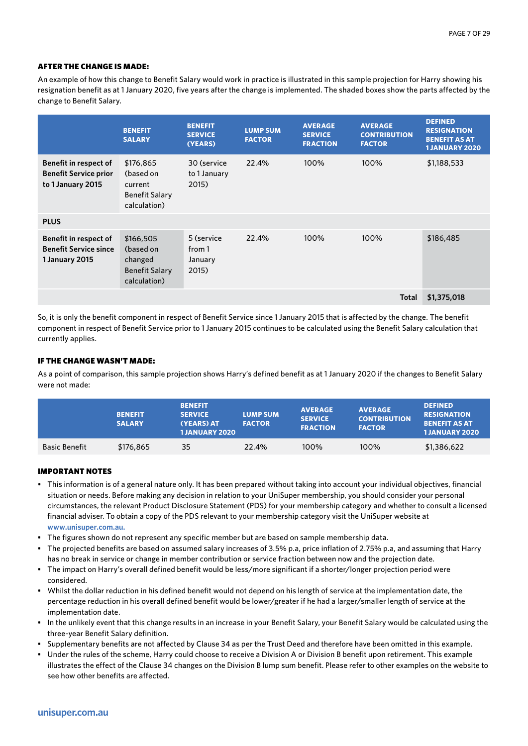### AFTER THE CHANGE IS MADE:

An example of how this change to Benefit Salary would work in practice is illustrated in this sample projection for Harry showing his resignation benefit as at 1 January 2020, five years after the change is implemented. The shaded boxes show the parts affected by the change to Benefit Salary.

| | BENEFIT SALARY | BENEFIT SERVICE (YEARS) | LUMP SUM FACTOR | AVERAGE SERVICE FRACTION | AVERAGE CONTRIBUTION FACTOR | DEFINED RESIGNATION BENEFIT AS AT 1 JANUARY 2020 |
|---|---|---|---|---|---|---|
| **Benefit in respect of Benefit Service prior to 1 January 2015** | $176,865 (based on current Benefit Salary calculation) | 30 (service to 1 January 2015) | 22.4% | 100% | 100% | $1,188,533 |
| **PLUS** | | | | | | |
| **Benefit in respect of Benefit Service since 1 January 2015** | $166,505 (based on changed Benefit Salary calculation) | 5 (service from 1 January 2015) | 22.4% | 100% | 100% | $186,485 |
| | | | | | **Total** | **$1,375,018** |

So, it is only the benefit component in respect of Benefit Service since 1 January 2015 that is affected by the change. The benefit component in respect of Benefit Service prior to 1 January 2015 continues to be calculated using the Benefit Salary calculation that currently applies.

### IF THE CHANGE WASN'T MADE:

As a point of comparison, this sample projection shows Harry's defined benefit as at 1 January 2020 if the changes to Benefit Salary were not made:

| | BENEFIT SALARY | BENEFIT SERVICE (YEARS) AT 1 JANUARY 2020 | LUMP SUM FACTOR | AVERAGE SERVICE FRACTION | AVERAGE CONTRIBUTION FACTOR | DEFINED RESIGNATION BENEFIT AS AT 1 JANUARY 2020 |
|---|---|---|---|---|---|---|
| Basic Benefit | $176,865 | 35 | 22.4% | 100% | 100% | $1,386,622 |

### IMPORTANT NOTES

- This information is of a general nature only. It has been prepared without taking into account your individual objectives, financial situation or needs. Before making any decision in relation to your UniSuper membership, you should consider your personal circumstances, the relevant Product Disclosure Statement (PDS) for your membership category and whether to consult a licensed financial adviser. To obtain a copy of the PDS relevant to your membership category visit the UniSuper website at **www.unisuper.com.au.**
- The figures shown do not represent any specific member but are based on sample membership data.
- The projected benefits are based on assumed salary increases of 3.5% p.a, price inflation of 2.75% p.a, and assuming that Harry has no break in service or change in member contribution or service fraction between now and the projection date.
- The impact on Harry's overall defined benefit would be less/more significant if a shorter/longer projection period were considered.
- Whilst the dollar reduction in his defined benefit would not depend on his length of service at the implementation date, the percentage reduction in his overall defined benefit would be lower/greater if he had a larger/smaller length of service at the implementation date.
- In the unlikely event that this change results in an increase in your Benefit Salary, your Benefit Salary would be calculated using the three-year Benefit Salary definition.
- Supplementary benefits are not affected by Clause 34 as per the Trust Deed and therefore have been omitted in this example.
- Under the rules of the scheme, Harry could choose to receive a Division A or Division B benefit upon retirement. This example illustrates the effect of the Clause 34 changes on the Division B lump sum benefit. Please refer to other examples on the website to see how other benefits are affected.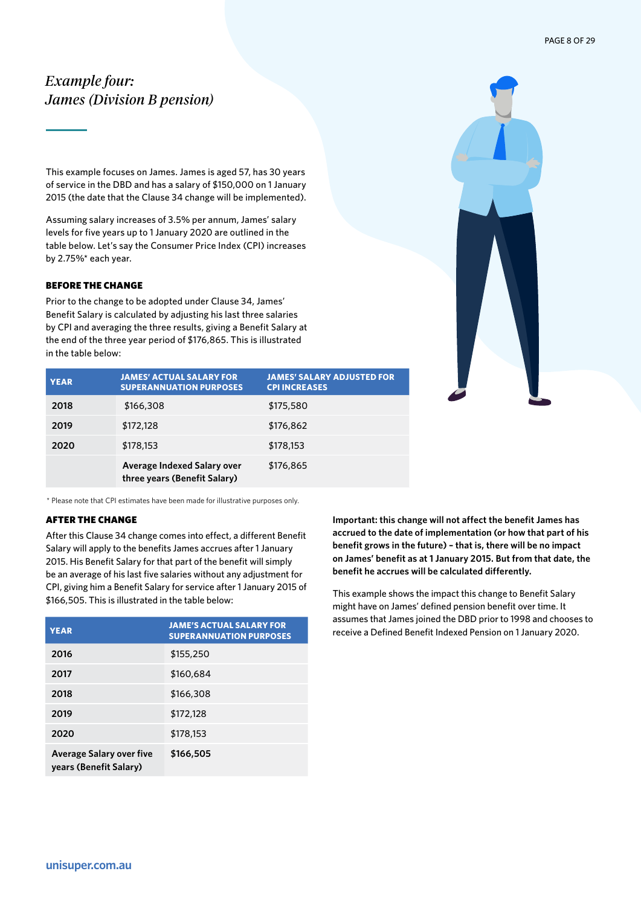## *Example four: James (Division B pension)*

This example focuses on James. James is aged 57, has 30 years of service in the DBD and has a salary of $150,000 on 1 January 2015 (the date that the Clause 34 change will be implemented).

Assuming salary increases of 3.5% per annum, James' salary levels for five years up to 1 January 2020 are outlined in the table below. Let's say the Consumer Price Index (CPI) increases by 2.75%* each year.

### BEFORE THE CHANGE

Prior to the change to be adopted under Clause 34, James' Benefit Salary is calculated by adjusting his last three salaries by CPI and averaging the three results, giving a Benefit Salary at the end of the three year period of $176,865. This is illustrated in the table below:

| YEAR | JAMES' ACTUAL SALARY FOR SUPERANNUATION PURPOSES | JAMES' SALARY ADJUSTED FOR CPI INCREASES |
|---|---|---|
| 2018 | $166,308 | $175,580 |
| 2019 | $172,128 | $176,862 |
| 2020 | $178,153 | $178,153 |
| | **Average Indexed Salary over three years (Benefit Salary)** | $176,865 |

\* Please note that CPI estimates have been made for illustrative purposes only.

### AFTER THE CHANGE

After this Clause 34 change comes into effect, a different Benefit Salary will apply to the benefits James accrues after 1 January 2015. His Benefit Salary for that part of the benefit will simply be an average of his last five salaries without any adjustment for CPI, giving him a Benefit Salary for service after 1 January 2015 of $166,505. This is illustrated in the table below:

| YEAR | JAME'S ACTUAL SALARY FOR SUPERANNUATION PURPOSES |
|---|---|
| 2016 | $155,250 |
| 2017 | $160,684 |
| 2018 | $166,308 |
| 2019 | $172,128 |
| 2020 | $178,153 |
| **Average Salary over five years (Benefit Salary)** | **$166,505** |

**Important: this change will not affect the benefit James has accrued to the date of implementation (or how that part of his benefit grows in the future) – that is, there will be no impact on James' benefit as at 1 January 2015. But from that date, the benefit he accrues will be calculated differently.**

This example shows the impact this change to Benefit Salary might have on James' defined pension benefit over time. It assumes that James joined the DBD prior to 1998 and chooses to receive a Defined Benefit Indexed Pension on 1 January 2020.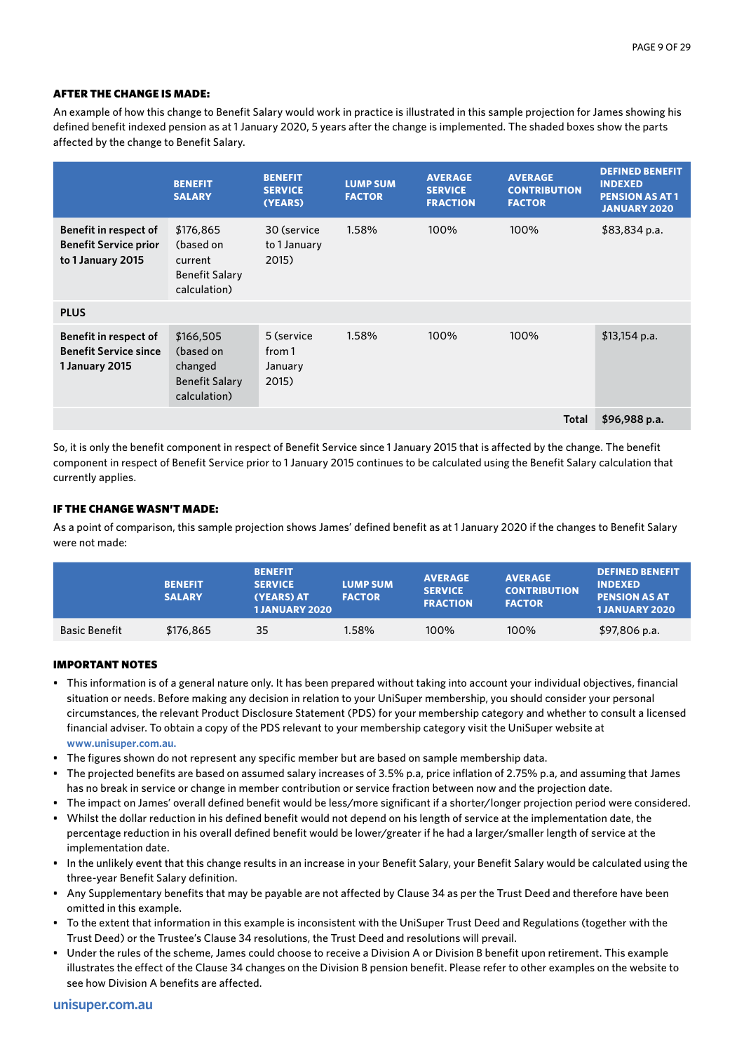### AFTER THE CHANGE IS MADE:

An example of how this change to Benefit Salary would work in practice is illustrated in this sample projection for James showing his defined benefit indexed pension as at 1 January 2020, 5 years after the change is implemented. The shaded boxes show the parts affected by the change to Benefit Salary.

| | BENEFIT SALARY | BENEFIT SERVICE (YEARS) | LUMP SUM FACTOR | AVERAGE SERVICE FRACTION | AVERAGE CONTRIBUTION FACTOR | DEFINED BENEFIT INDEXED PENSION AS AT 1 JANUARY 2020 |
|---|---|---|---|---|---|---|
| **Benefit in respect of Benefit Service prior to 1 January 2015** | $176,865 (based on current Benefit Salary calculation) | 30 (service to 1 January 2015) | 1.58% | 100% | 100% | $83,834 p.a. |
| **PLUS** | | | | | | |
| **Benefit in respect of Benefit Service since 1 January 2015** | $166,505 (based on changed Benefit Salary calculation) | 5 (service from 1 January 2015) | 1.58% | 100% | 100% | $13,154 p.a. |
| | | | | | **Total** | **$96,988 p.a.** |

So, it is only the benefit component in respect of Benefit Service since 1 January 2015 that is affected by the change. The benefit component in respect of Benefit Service prior to 1 January 2015 continues to be calculated using the Benefit Salary calculation that currently applies.

### IF THE CHANGE WASN'T MADE:

As a point of comparison, this sample projection shows James' defined benefit as at 1 January 2020 if the changes to Benefit Salary were not made:

| | BENEFIT SALARY | BENEFIT SERVICE (YEARS) AT 1 JANUARY 2020 | LUMP SUM FACTOR | AVERAGE SERVICE FRACTION | AVERAGE CONTRIBUTION FACTOR | DEFINED BENEFIT INDEXED PENSION AS AT 1 JANUARY 2020 |
|---|---|---|---|---|---|---|
| Basic Benefit | $176,865 | 35 | 1.58% | 100% | 100% | $97,806 p.a. |

### IMPORTANT NOTES

- This information is of a general nature only. It has been prepared without taking into account your individual objectives, financial situation or needs. Before making any decision in relation to your UniSuper membership, you should consider your personal circumstances, the relevant Product Disclosure Statement (PDS) for your membership category and whether to consult a licensed financial adviser. To obtain a copy of the PDS relevant to your membership category visit the UniSuper website at **www.unisuper.com.au.**
- The figures shown do not represent any specific member but are based on sample membership data.
- The projected benefits are based on assumed salary increases of 3.5% p.a, price inflation of 2.75% p.a, and assuming that James has no break in service or change in member contribution or service fraction between now and the projection date.
- The impact on James' overall defined benefit would be less/more significant if a shorter/longer projection period were considered.
- Whilst the dollar reduction in his defined benefit would not depend on his length of service at the implementation date, the percentage reduction in his overall defined benefit would be lower/greater if he had a larger/smaller length of service at the implementation date.
- In the unlikely event that this change results in an increase in your Benefit Salary, your Benefit Salary would be calculated using the three-year Benefit Salary definition.
- Any Supplementary benefits that may be payable are not affected by Clause 34 as per the Trust Deed and therefore have been omitted in this example.
- To the extent that information in this example is inconsistent with the UniSuper Trust Deed and Regulations (together with the Trust Deed) or the Trustee's Clause 34 resolutions, the Trust Deed and resolutions will prevail.
- Under the rules of the scheme, James could choose to receive a Division A or Division B benefit upon retirement. This example illustrates the effect of the Clause 34 changes on the Division B pension benefit. Please refer to other examples on the website to see how Division A benefits are affected.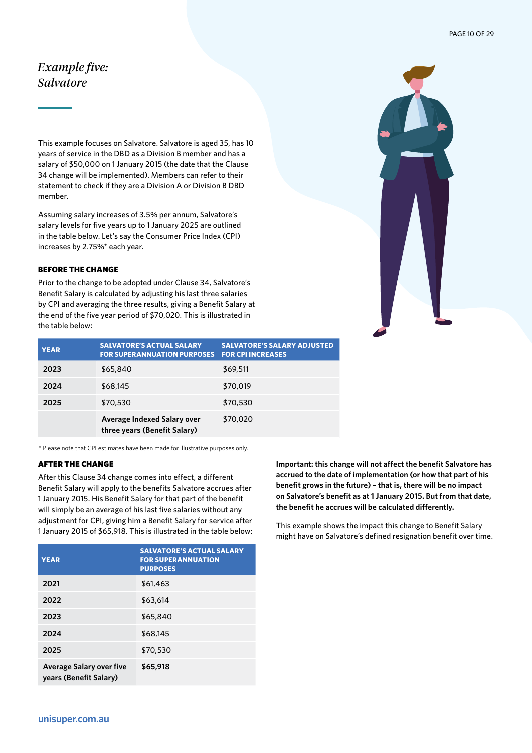# *Example five: Salvatore*

This example focuses on Salvatore. Salvatore is aged 35, has 10 years of service in the DBD as a Division B member and has a salary of $50,000 on 1 January 2015 (the date that the Clause 34 change will be implemented). Members can refer to their statement to check if they are a Division A or Division B DBD member.

Assuming salary increases of 3.5% per annum, Salvatore's salary levels for five years up to 1 January 2025 are outlined in the table below. Let's say the Consumer Price Index (CPI) increases by 2.75%* each year.

### BEFORE THE CHANGE

Prior to the change to be adopted under Clause 34, Salvatore's Benefit Salary is calculated by adjusting his last three salaries by CPI and averaging the three results, giving a Benefit Salary at the end of the five year period of $70,020. This is illustrated in the table below:

| YEAR | SALVATORE'S ACTUAL SALARY FOR SUPERANNUATION PURPOSES | SALVATORE'S SALARY ADJUSTED FOR CPI INCREASES |
|---|---|---|
| **2023** | $65,840 | $69,511 |
| **2024** | $68,145 | $70,019 |
| **2025** | $70,530 | $70,530 |
| | **Average Indexed Salary over three years (Benefit Salary)** | $70,020 |

\* Please note that CPI estimates have been made for illustrative purposes only.

### AFTER THE CHANGE

After this Clause 34 change comes into effect, a different Benefit Salary will apply to the benefits Salvatore accrues after 1 January 2015. His Benefit Salary for that part of the benefit will simply be an average of his last five salaries without any adjustment for CPI, giving him a Benefit Salary for service after 1 January 2015 of $65,918. This is illustrated in the table below:

| YEAR | SALVATORE'S ACTUAL SALARY FOR SUPERANNUATION PURPOSES |
|---|---|
| **2021** | $61,463 |
| **2022** | $63,614 |
| **2023** | $65,840 |
| **2024** | $68,145 |
| **2025** | $70,530 |
| **Average Salary over five years (Benefit Salary)** | **$65,918** |

**Important: this change will not affect the benefit Salvatore has accrued to the date of implementation (or how that part of his benefit grows in the future) – that is, there will be no impact on Salvatore's benefit as at 1 January 2015. But from that date, the benefit he accrues will be calculated differently.**

This example shows the impact this change to Benefit Salary might have on Salvatore's defined resignation benefit over time.

unisuper.com.au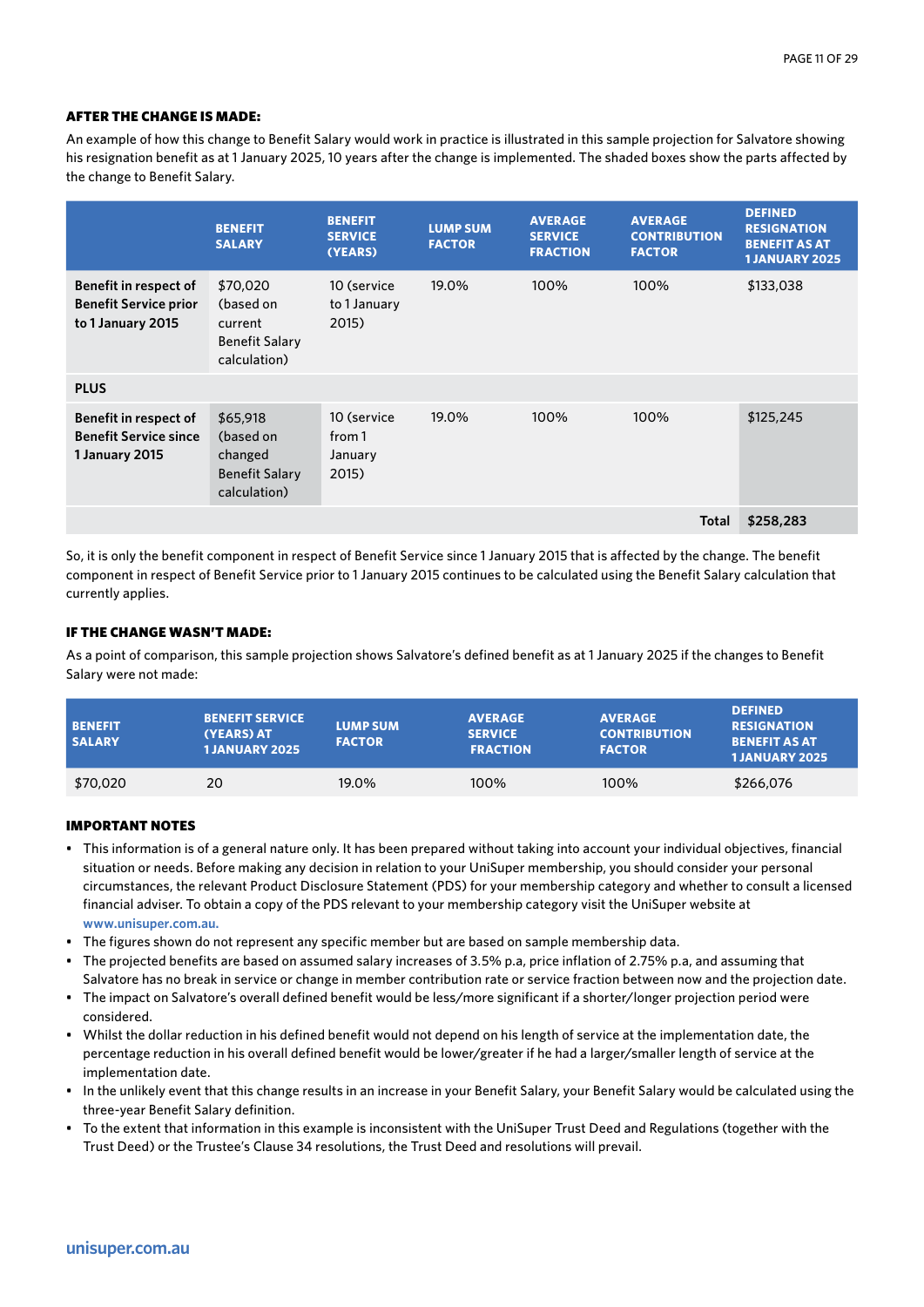### AFTER THE CHANGE IS MADE:

An example of how this change to Benefit Salary would work in practice is illustrated in this sample projection for Salvatore showing his resignation benefit as at 1 January 2025, 10 years after the change is implemented. The shaded boxes show the parts affected by the change to Benefit Salary.

| | BENEFIT SALARY | BENEFIT SERVICE (YEARS) | LUMP SUM FACTOR | AVERAGE SERVICE FRACTION | AVERAGE CONTRIBUTION FACTOR | DEFINED RESIGNATION BENEFIT AS AT 1 JANUARY 2025 |
|---|---|---|---|---|---|---|
| **Benefit in respect of Benefit Service prior to 1 January 2015** | $70,020 (based on current Benefit Salary calculation) | 10 (service to 1 January 2015) | 19.0% | 100% | 100% | $133,038 |
| **PLUS** | | | | | | |
| **Benefit in respect of Benefit Service since 1 January 2015** | $65,918 (based on changed Benefit Salary calculation) | 10 (service from 1 January 2015) | 19.0% | 100% | 100% | $125,245 |
| | | | | | **Total** | **$258,283** |

So, it is only the benefit component in respect of Benefit Service since 1 January 2015 that is affected by the change. The benefit component in respect of Benefit Service prior to 1 January 2015 continues to be calculated using the Benefit Salary calculation that currently applies.

### IF THE CHANGE WASN'T MADE:

As a point of comparison, this sample projection shows Salvatore's defined benefit as at 1 January 2025 if the changes to Benefit Salary were not made:

| BENEFIT SALARY | BENEFIT SERVICE (YEARS) AT 1 JANUARY 2025 | LUMP SUM FACTOR | AVERAGE SERVICE FRACTION | AVERAGE CONTRIBUTION FACTOR | DEFINED RESIGNATION BENEFIT AS AT 1 JANUARY 2025 |
|---|---|---|---|---|---|
| $70,020 | 20 | 19.0% | 100% | 100% | $266,076 |

### IMPORTANT NOTES

- This information is of a general nature only. It has been prepared without taking into account your individual objectives, financial situation or needs. Before making any decision in relation to your UniSuper membership, you should consider your personal circumstances, the relevant Product Disclosure Statement (PDS) for your membership category and whether to consult a licensed financial adviser. To obtain a copy of the PDS relevant to your membership category visit the UniSuper website at **www.unisuper.com.au.**
- The figures shown do not represent any specific member but are based on sample membership data.
- The projected benefits are based on assumed salary increases of 3.5% p.a, price inflation of 2.75% p.a, and assuming that Salvatore has no break in service or change in member contribution rate or service fraction between now and the projection date.
- The impact on Salvatore's overall defined benefit would be less/more significant if a shorter/longer projection period were considered.
- Whilst the dollar reduction in his defined benefit would not depend on his length of service at the implementation date, the percentage reduction in his overall defined benefit would be lower/greater if he had a larger/smaller length of service at the implementation date.
- In the unlikely event that this change results in an increase in your Benefit Salary, your Benefit Salary would be calculated using the three-year Benefit Salary definition.
- To the extent that information in this example is inconsistent with the UniSuper Trust Deed and Regulations (together with the Trust Deed) or the Trustee's Clause 34 resolutions, the Trust Deed and resolutions will prevail.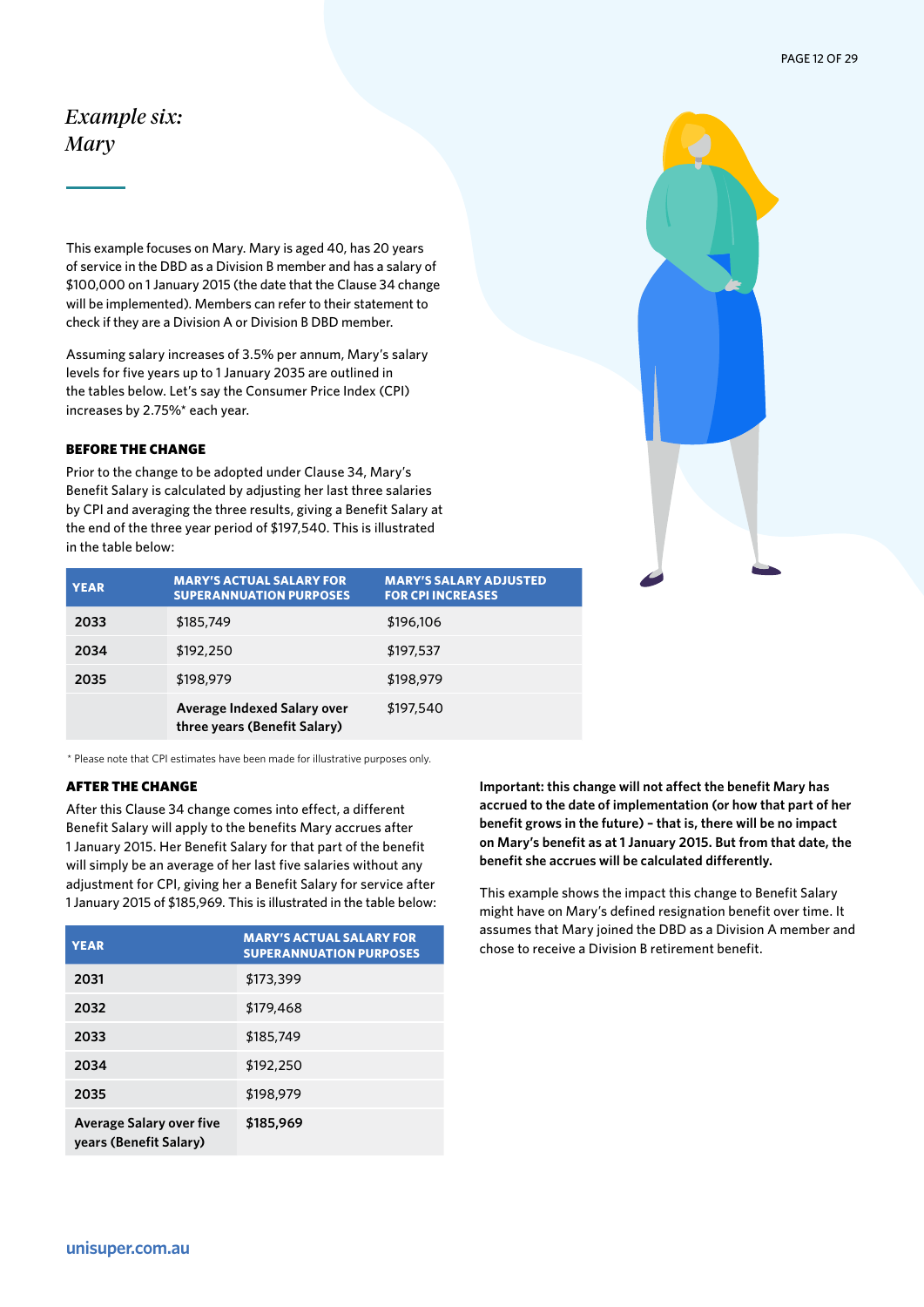# *Example six: Mary*

This example focuses on Mary. Mary is aged 40, has 20 years of service in the DBD as a Division B member and has a salary of $100,000 on 1 January 2015 (the date that the Clause 34 change will be implemented). Members can refer to their statement to check if they are a Division A or Division B DBD member.

Assuming salary increases of 3.5% per annum, Mary's salary levels for five years up to 1 January 2035 are outlined in the tables below. Let's say the Consumer Price Index (CPI) increases by 2.75%* each year.

### BEFORE THE CHANGE

Prior to the change to be adopted under Clause 34, Mary's Benefit Salary is calculated by adjusting her last three salaries by CPI and averaging the three results, giving a Benefit Salary at the end of the three year period of $197,540. This is illustrated in the table below:

| YEAR | MARY'S ACTUAL SALARY FOR SUPERANNUATION PURPOSES | MARY'S SALARY ADJUSTED FOR CPI INCREASES |
|---|---|---|
| **2033** | $185,749 | $196,106 |
| **2034** | $192,250 | $197,537 |
| **2035** | $198,979 | $198,979 |
| | **Average Indexed Salary over three years (Benefit Salary)** | $197,540 |

\* Please note that CPI estimates have been made for illustrative purposes only.

### AFTER THE CHANGE

After this Clause 34 change comes into effect, a different Benefit Salary will apply to the benefits Mary accrues after 1 January 2015. Her Benefit Salary for that part of the benefit will simply be an average of her last five salaries without any adjustment for CPI, giving her a Benefit Salary for service after 1 January 2015 of $185,969. This is illustrated in the table below:

| YEAR | MARY'S ACTUAL SALARY FOR SUPERANNUATION PURPOSES |
|---|---|
| **2031** | $173,399 |
| **2032** | $179,468 |
| **2033** | $185,749 |
| **2034** | $192,250 |
| **2035** | $198,979 |
| **Average Salary over five years (Benefit Salary)** | **$185,969** |

**Important: this change will not affect the benefit Mary has accrued to the date of implementation (or how that part of her benefit grows in the future) – that is, there will be no impact on Mary's benefit as at 1 January 2015. But from that date, the benefit she accrues will be calculated differently.**

This example shows the impact this change to Benefit Salary might have on Mary's defined resignation benefit over time. It assumes that Mary joined the DBD as a Division A member and chose to receive a Division B retirement benefit.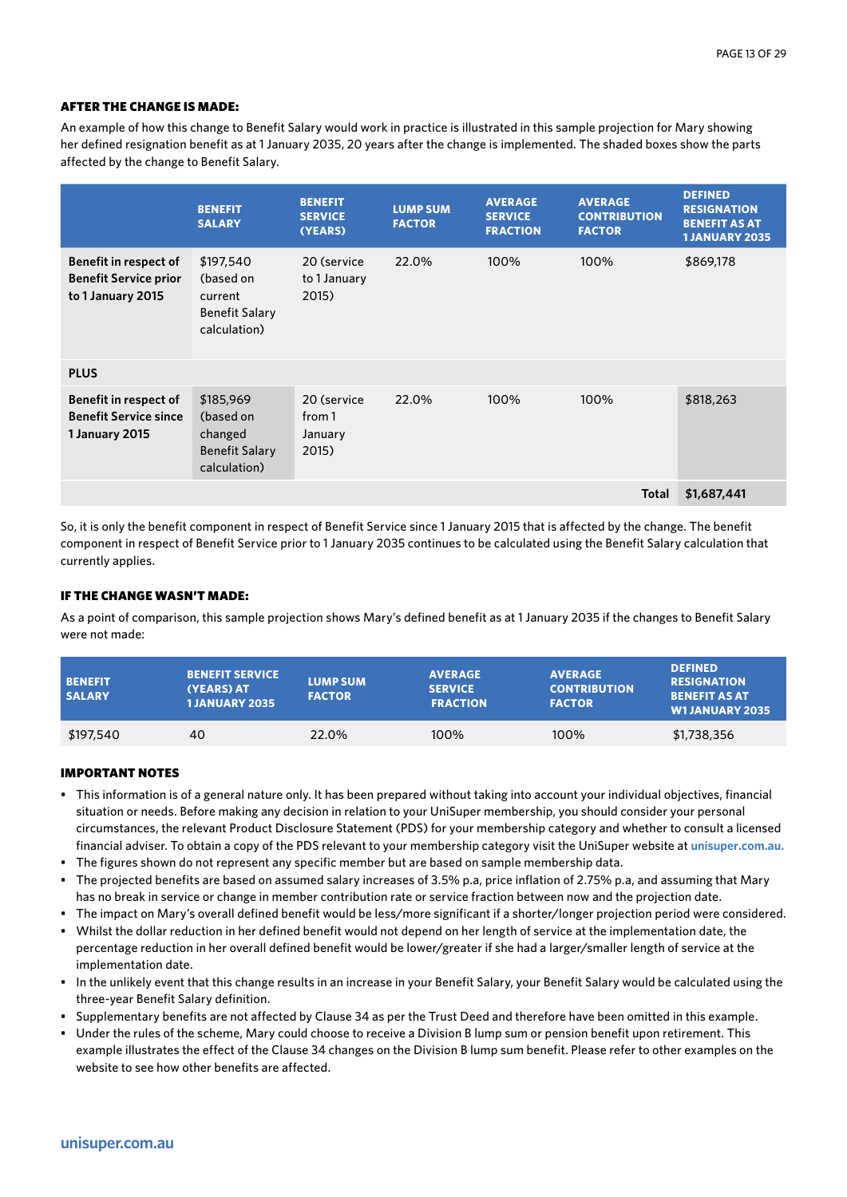### AFTER THE CHANGE IS MADE:

An example of how this change to Benefit Salary would work in practice is illustrated in this sample projection for Mary showing her defined resignation benefit as at 1 January 2035, 20 years after the change is implemented. The shaded boxes show the parts affected by the change to Benefit Salary.

| | BENEFIT SALARY | BENEFIT SERVICE (YEARS) | LUMP SUM FACTOR | AVERAGE SERVICE FRACTION | AVERAGE CONTRIBUTION FACTOR | DEFINED RESIGNATION BENEFIT AS AT 1 JANUARY 2035 |
|---|---|---|---|---|---|---|
| **Benefit in respect of Benefit Service prior to 1 January 2015** | $197,540 (based on current Benefit Salary calculation) | 20 (service to 1 January 2015) | 22.0% | 100% | 100% | $869,178 |
| **PLUS** | | | | | | |
| **Benefit in respect of Benefit Service since 1 January 2015** | $185,969 (based on changed Benefit Salary calculation) | 20 (service from 1 January 2015) | 22.0% | 100% | 100% | $818,263 |
| | | | | | **Total** | **$1,687,441** |

So, it is only the benefit component in respect of Benefit Service since 1 January 2015 that is affected by the change. The benefit component in respect of Benefit Service prior to 1 January 2035 continues to be calculated using the Benefit Salary calculation that currently applies.

### IF THE CHANGE WASN'T MADE:

As a point of comparison, this sample projection shows Mary's defined benefit as at 1 January 2035 if the changes to Benefit Salary were not made:

| BENEFIT SALARY | BENEFIT SERVICE (YEARS) AT 1 JANUARY 2035 | LUMP SUM FACTOR | AVERAGE SERVICE FRACTION | AVERAGE CONTRIBUTION FACTOR | DEFINED RESIGNATION BENEFIT AS AT W1 JANUARY 2035 |
|---|---|---|---|---|---|
| $197,540 | 40 | 22.0% | 100% | 100% | $1,738,356 |

### IMPORTANT NOTES

- This information is of a general nature only. It has been prepared without taking into account your individual objectives, financial situation or needs. Before making any decision in relation to your UniSuper membership, you should consider your personal circumstances, the relevant Product Disclosure Statement (PDS) for your membership category and whether to consult a licensed financial adviser. To obtain a copy of the PDS relevant to your membership category visit the UniSuper website at unisuper.com.au.
- The figures shown do not represent any specific member but are based on sample membership data.
- The projected benefits are based on assumed salary increases of 3.5% p.a, price inflation of 2.75% p.a, and assuming that Mary has no break in service or change in member contribution rate or service fraction between now and the projection date.
- The impact on Mary's overall defined benefit would be less/more significant if a shorter/longer projection period were considered.
- Whilst the dollar reduction in her defined benefit would not depend on her length of service at the implementation date, the percentage reduction in her overall defined benefit would be lower/greater if she had a larger/smaller length of service at the implementation date.
- In the unlikely event that this change results in an increase in your Benefit Salary, your Benefit Salary would be calculated using the three-year Benefit Salary definition.
- Supplementary benefits are not affected by Clause 34 as per the Trust Deed and therefore have been omitted in this example.
- Under the rules of the scheme, Mary could choose to receive a Division B lump sum or pension benefit upon retirement. This example illustrates the effect of the Clause 34 changes on the Division B lump sum benefit. Please refer to other examples on the website to see how other benefits are affected.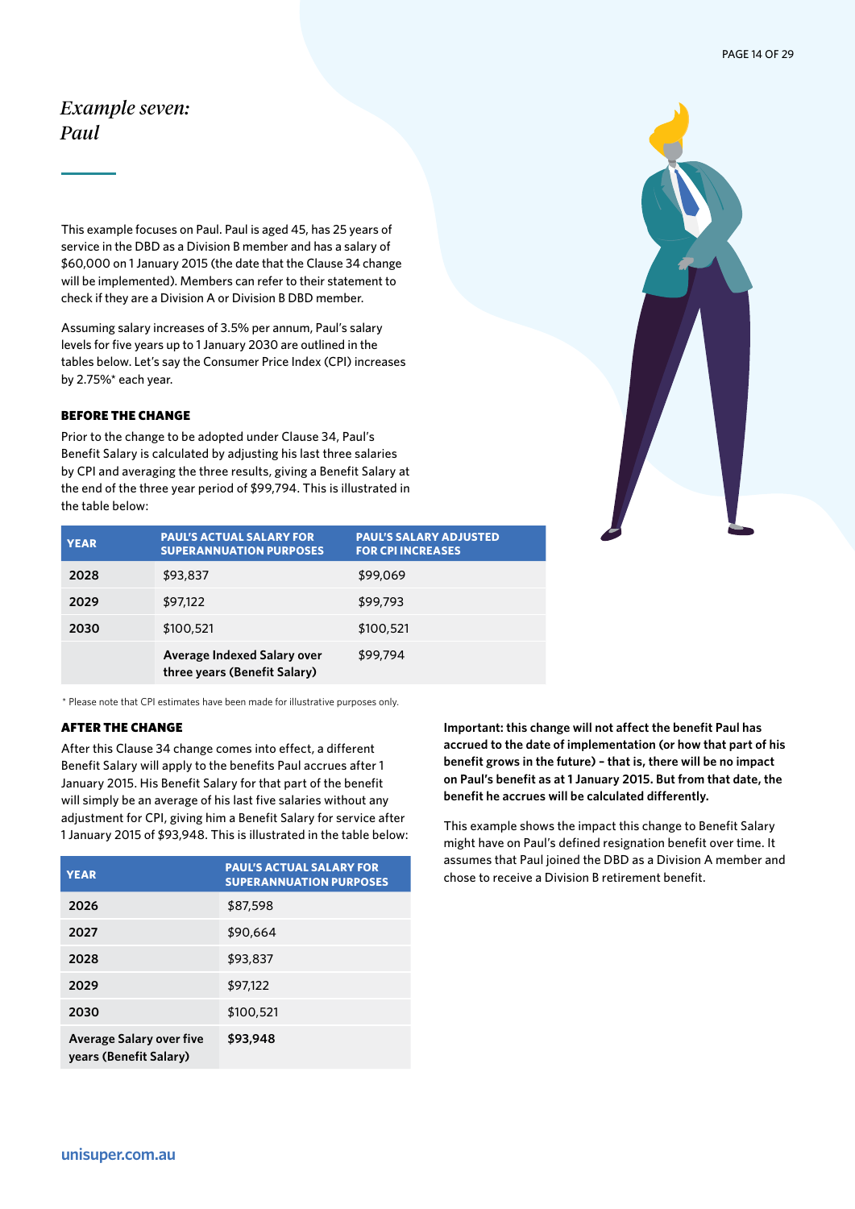# *Example seven: Paul*

This example focuses on Paul. Paul is aged 45, has 25 years of service in the DBD as a Division B member and has a salary of $60,000 on 1 January 2015 (the date that the Clause 34 change will be implemented). Members can refer to their statement to check if they are a Division A or Division B DBD member.

Assuming salary increases of 3.5% per annum, Paul's salary levels for five years up to 1 January 2030 are outlined in the tables below. Let's say the Consumer Price Index (CPI) increases by 2.75%* each year.

### BEFORE THE CHANGE

Prior to the change to be adopted under Clause 34, Paul's Benefit Salary is calculated by adjusting his last three salaries by CPI and averaging the three results, giving a Benefit Salary at the end of the three year period of $99,794. This is illustrated in the table below:

| YEAR | PAUL'S ACTUAL SALARY FOR SUPERANNUATION PURPOSES | PAUL'S SALARY ADJUSTED FOR CPI INCREASES |
|---|---|---|
| **2028** | $93,837 | $99,069 |
| **2029** | $97,122 | $99,793 |
| **2030** | $100,521 | $100,521 |
| | **Average Indexed Salary over three years (Benefit Salary)** | $99,794 |

\* Please note that CPI estimates have been made for illustrative purposes only.

### AFTER THE CHANGE

After this Clause 34 change comes into effect, a different Benefit Salary will apply to the benefits Paul accrues after 1 January 2015. His Benefit Salary for that part of the benefit will simply be an average of his last five salaries without any adjustment for CPI, giving him a Benefit Salary for service after 1 January 2015 of $93,948. This is illustrated in the table below:

| YEAR | PAUL'S ACTUAL SALARY FOR SUPERANNUATION PURPOSES |
|---|---|
| **2026** | $87,598 |
| **2027** | $90,664 |
| **2028** | $93,837 |
| **2029** | $97,122 |
| **2030** | $100,521 |
| **Average Salary over five years (Benefit Salary)** | **$93,948** |

**Important: this change will not affect the benefit Paul has accrued to the date of implementation (or how that part of his benefit grows in the future) – that is, there will be no impact on Paul's benefit as at 1 January 2015. But from that date, the benefit he accrues will be calculated differently.**

This example shows the impact this change to Benefit Salary might have on Paul's defined resignation benefit over time. It assumes that Paul joined the DBD as a Division A member and chose to receive a Division B retirement benefit.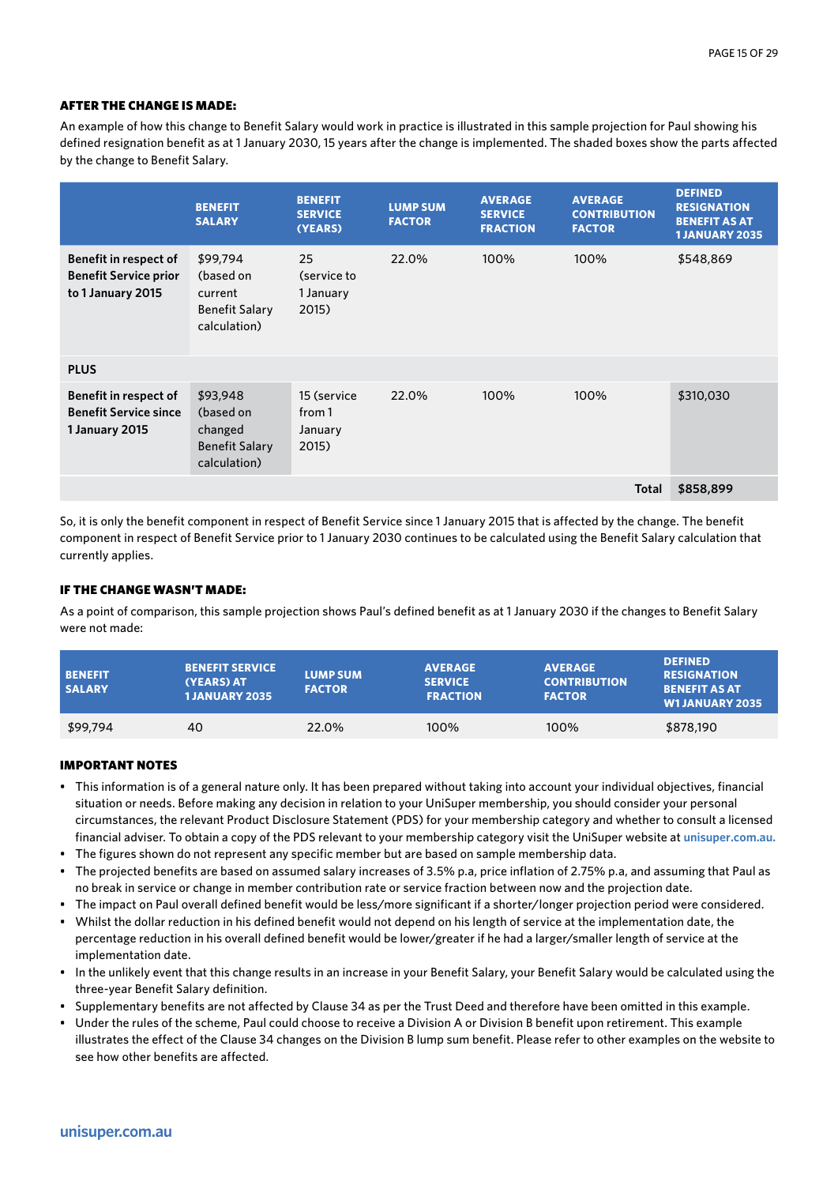#### AFTER THE CHANGE IS MADE:

An example of how this change to Benefit Salary would work in practice is illustrated in this sample projection for Paul showing his defined resignation benefit as at 1 January 2030, 15 years after the change is implemented. The shaded boxes show the parts affected by the change to Benefit Salary.

| | BENEFIT SALARY | BENEFIT SERVICE (YEARS) | LUMP SUM FACTOR | AVERAGE SERVICE FRACTION | AVERAGE CONTRIBUTION FACTOR | DEFINED RESIGNATION BENEFIT AS AT 1 JANUARY 2035 |
|---|---|---|---|---|---|---|
| **Benefit in respect of Benefit Service prior to 1 January 2015** | $99,794 (based on current Benefit Salary calculation) | 25 (service to 1 January 2015) | 22.0% | 100% | 100% | $548,869 |
| **PLUS** | | | | | | |
| **Benefit in respect of Benefit Service since 1 January 2015** | $93,948 (based on changed Benefit Salary calculation) | 15 (service from 1 January 2015) | 22.0% | 100% | 100% | $310,030 |
| | | | | | **Total** | **$858,899** |

So, it is only the benefit component in respect of Benefit Service since 1 January 2015 that is affected by the change. The benefit component in respect of Benefit Service prior to 1 January 2030 continues to be calculated using the Benefit Salary calculation that currently applies.

#### IF THE CHANGE WASN'T MADE:

As a point of comparison, this sample projection shows Paul's defined benefit as at 1 January 2030 if the changes to Benefit Salary were not made:

| BENEFIT SALARY | BENEFIT SERVICE (YEARS) AT 1 JANUARY 2035 | LUMP SUM FACTOR | AVERAGE SERVICE FRACTION | AVERAGE CONTRIBUTION FACTOR | DEFINED RESIGNATION BENEFIT AS AT W1 JANUARY 2035 |
|---|---|---|---|---|---|
| $99,794 | 40 | 22.0% | 100% | 100% | $878,190 |

#### IMPORTANT NOTES

- This information is of a general nature only. It has been prepared without taking into account your individual objectives, financial situation or needs. Before making any decision in relation to your UniSuper membership, you should consider your personal circumstances, the relevant Product Disclosure Statement (PDS) for your membership category and whether to consult a licensed financial adviser. To obtain a copy of the PDS relevant to your membership category visit the UniSuper website at unisuper.com.au.
- The figures shown do not represent any specific member but are based on sample membership data.
- The projected benefits are based on assumed salary increases of 3.5% p.a, price inflation of 2.75% p.a, and assuming that Paul as no break in service or change in member contribution rate or service fraction between now and the projection date.
- The impact on Paul overall defined benefit would be less/more significant if a shorter/longer projection period were considered.
- Whilst the dollar reduction in his defined benefit would not depend on his length of service at the implementation date, the percentage reduction in his overall defined benefit would be lower/greater if he had a larger/smaller length of service at the implementation date.
- In the unlikely event that this change results in an increase in your Benefit Salary, your Benefit Salary would be calculated using the three-year Benefit Salary definition.
- Supplementary benefits are not affected by Clause 34 as per the Trust Deed and therefore have been omitted in this example.
- Under the rules of the scheme, Paul could choose to receive a Division A or Division B benefit upon retirement. This example illustrates the effect of the Clause 34 changes on the Division B lump sum benefit. Please refer to other examples on the website to see how other benefits are affected.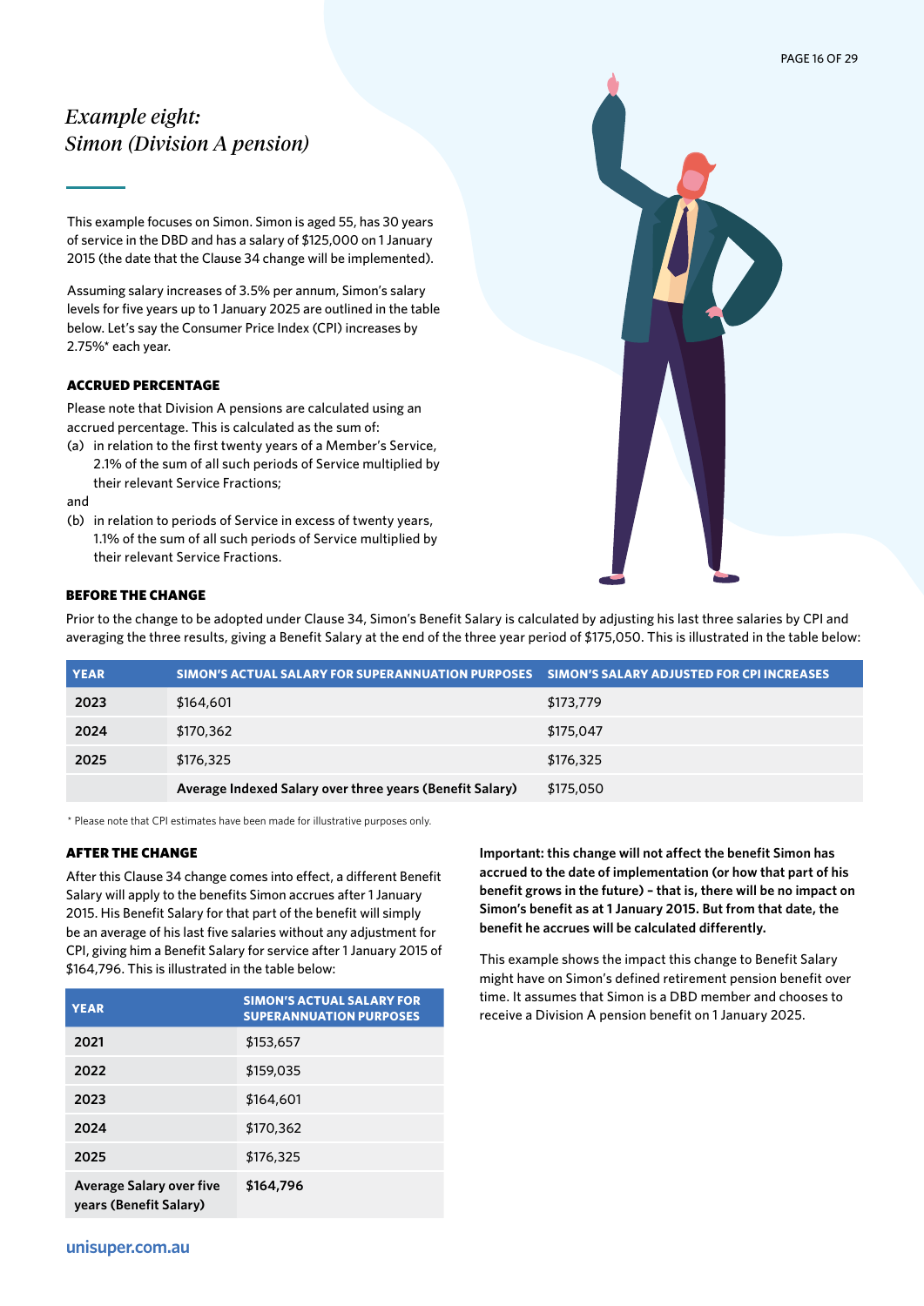# *Example eight: Simon (Division A pension)*

This example focuses on Simon. Simon is aged 55, has 30 years of service in the DBD and has a salary of $125,000 on 1 January 2015 (the date that the Clause 34 change will be implemented).

Assuming salary increases of 3.5% per annum, Simon's salary levels for five years up to 1 January 2025 are outlined in the table below. Let's say the Consumer Price Index (CPI) increases by 2.75%* each year.

### ACCRUED PERCENTAGE

Please note that Division A pensions are calculated using an accrued percentage. This is calculated as the sum of:

(a) in relation to the first twenty years of a Member's Service, 2.1% of the sum of all such periods of Service multiplied by their relevant Service Fractions;

and

(b) in relation to periods of Service in excess of twenty years, 1.1% of the sum of all such periods of Service multiplied by their relevant Service Fractions.

### BEFORE THE CHANGE

Prior to the change to be adopted under Clause 34, Simon's Benefit Salary is calculated by adjusting his last three salaries by CPI and averaging the three results, giving a Benefit Salary at the end of the three year period of $175,050. This is illustrated in the table below:

| YEAR | SIMON'S ACTUAL SALARY FOR SUPERANNUATION PURPOSES | SIMON'S SALARY ADJUSTED FOR CPI INCREASES |
|---|---|---|
| **2023** | $164,601 | $173,779 |
| **2024** | $170,362 | $175,047 |
| **2025** | $176,325 | $176,325 |
| | **Average Indexed Salary over three years (Benefit Salary)** | $175,050 |

\* Please note that CPI estimates have been made for illustrative purposes only.

### AFTER THE CHANGE

After this Clause 34 change comes into effect, a different Benefit Salary will apply to the benefits Simon accrues after 1 January 2015. His Benefit Salary for that part of the benefit will simply be an average of his last five salaries without any adjustment for CPI, giving him a Benefit Salary for service after 1 January 2015 of $164,796. This is illustrated in the table below:

| YEAR | SIMON'S ACTUAL SALARY FOR SUPERANNUATION PURPOSES |
|---|---|
| **2021** | $153,657 |
| **2022** | $159,035 |
| **2023** | $164,601 |
| **2024** | $170,362 |
| **2025** | $176,325 |
| **Average Salary over five years (Benefit Salary)** | **$164,796** |

**Important: this change will not affect the benefit Simon has accrued to the date of implementation (or how that part of his benefit grows in the future) – that is, there will be no impact on Simon's benefit as at 1 January 2015. But from that date, the benefit he accrues will be calculated differently.**

This example shows the impact this change to Benefit Salary might have on Simon's defined retirement pension benefit over time. It assumes that Simon is a DBD member and chooses to receive a Division A pension benefit on 1 January 2025.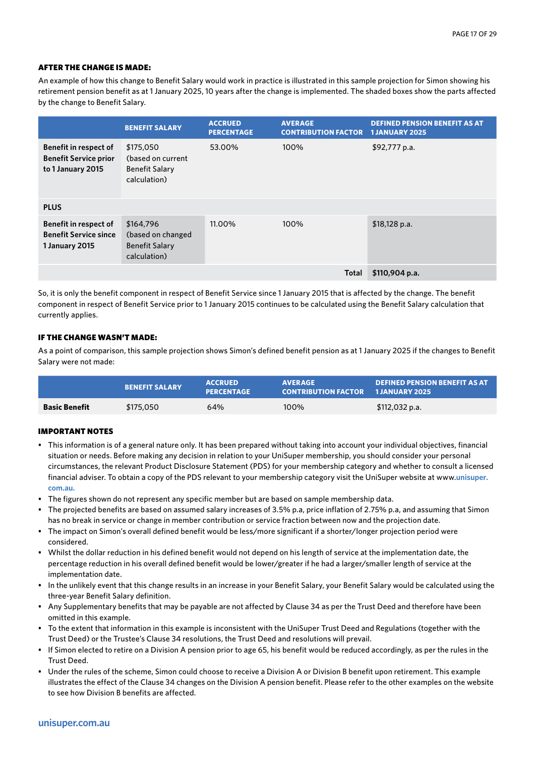### AFTER THE CHANGE IS MADE:

An example of how this change to Benefit Salary would work in practice is illustrated in this sample projection for Simon showing his retirement pension benefit as at 1 January 2025, 10 years after the change is implemented. The shaded boxes show the parts affected by the change to Benefit Salary.

| | BENEFIT SALARY | ACCRUED PERCENTAGE | AVERAGE CONTRIBUTION FACTOR | DEFINED PENSION BENEFIT AS AT 1 JANUARY 2025 |
|---|---|---|---|---|
| **Benefit in respect of Benefit Service prior to 1 January 2015** | $175,050 (based on current Benefit Salary calculation) | 53.00% | 100% | $92,777 p.a. |
| **PLUS** | | | | |
| **Benefit in respect of Benefit Service since 1 January 2015** | $164,796 (based on changed Benefit Salary calculation) | 11.00% | 100% | $18,128 p.a. |
| | | | **Total** | **$110,904 p.a.** |

So, it is only the benefit component in respect of Benefit Service since 1 January 2015 that is affected by the change. The benefit component in respect of Benefit Service prior to 1 January 2015 continues to be calculated using the Benefit Salary calculation that currently applies.

### IF THE CHANGE WASN'T MADE:

As a point of comparison, this sample projection shows Simon's defined benefit pension as at 1 January 2025 if the changes to Benefit Salary were not made:

| | BENEFIT SALARY | ACCRUED PERCENTAGE | AVERAGE CONTRIBUTION FACTOR | DEFINED PENSION BENEFIT AS AT 1 JANUARY 2025 |
|---|---|---|---|---|
| **Basic Benefit** | $175,050 | 64% | 100% | $112,032 p.a. |

### IMPORTANT NOTES

- This information is of a general nature only. It has been prepared without taking into account your individual objectives, financial situation or needs. Before making any decision in relation to your UniSuper membership, you should consider your personal circumstances, the relevant Product Disclosure Statement (PDS) for your membership category and whether to consult a licensed financial adviser. To obtain a copy of the PDS relevant to your membership category visit the UniSuper website at www.unisuper.com.au.
- The figures shown do not represent any specific member but are based on sample membership data.
- The projected benefits are based on assumed salary increases of 3.5% p.a, price inflation of 2.75% p.a, and assuming that Simon has no break in service or change in member contribution or service fraction between now and the projection date.
- The impact on Simon's overall defined benefit would be less/more significant if a shorter/longer projection period were considered.
- Whilst the dollar reduction in his defined benefit would not depend on his length of service at the implementation date, the percentage reduction in his overall defined benefit would be lower/greater if he had a larger/smaller length of service at the implementation date.
- In the unlikely event that this change results in an increase in your Benefit Salary, your Benefit Salary would be calculated using the three-year Benefit Salary definition.
- Any Supplementary benefits that may be payable are not affected by Clause 34 as per the Trust Deed and therefore have been omitted in this example.
- To the extent that information in this example is inconsistent with the UniSuper Trust Deed and Regulations (together with the Trust Deed) or the Trustee's Clause 34 resolutions, the Trust Deed and resolutions will prevail.
- If Simon elected to retire on a Division A pension prior to age 65, his benefit would be reduced accordingly, as per the rules in the Trust Deed.
- Under the rules of the scheme, Simon could choose to receive a Division A or Division B benefit upon retirement. This example illustrates the effect of the Clause 34 changes on the Division A pension benefit. Please refer to the other examples on the website to see how Division B benefits are affected.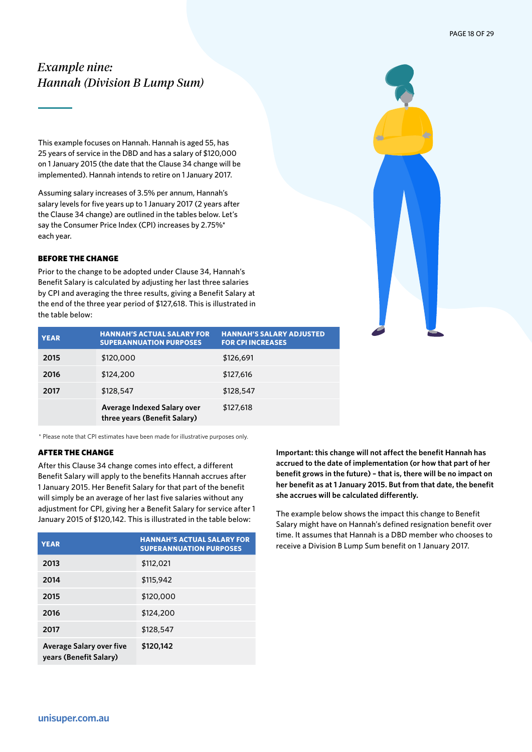## *Example nine: Hannah (Division B Lump Sum)*

This example focuses on Hannah. Hannah is aged 55, has 25 years of service in the DBD and has a salary of $120,000 on 1 January 2015 (the date that the Clause 34 change will be implemented). Hannah intends to retire on 1 January 2017.

Assuming salary increases of 3.5% per annum, Hannah's salary levels for five years up to 1 January 2017 (2 years after the Clause 34 change) are outlined in the tables below. Let's say the Consumer Price Index (CPI) increases by 2.75%* each year.

### BEFORE THE CHANGE

Prior to the change to be adopted under Clause 34, Hannah's Benefit Salary is calculated by adjusting her last three salaries by CPI and averaging the three results, giving a Benefit Salary at the end of the three year period of $127,618. This is illustrated in the table below:

| YEAR | HANNAH'S ACTUAL SALARY FOR SUPERANNUATION PURPOSES | HANNAH'S SALARY ADJUSTED FOR CPI INCREASES |
|---|---|---|
| **2015** | $120,000 | $126,691 |
| **2016** | $124,200 | $127,616 |
| **2017** | $128,547 | $128,547 |
| | **Average Indexed Salary over three years (Benefit Salary)** | $127,618 |

\* Please note that CPI estimates have been made for illustrative purposes only.

### AFTER THE CHANGE

After this Clause 34 change comes into effect, a different Benefit Salary will apply to the benefits Hannah accrues after 1 January 2015. Her Benefit Salary for that part of the benefit will simply be an average of her last five salaries without any adjustment for CPI, giving her a Benefit Salary for service after 1 January 2015 of $120,142. This is illustrated in the table below:

| YEAR | HANNAH'S ACTUAL SALARY FOR SUPERANNUATION PURPOSES |
|---|---|
| **2013** | $112,021 |
| **2014** | $115,942 |
| **2015** | $120,000 |
| **2016** | $124,200 |
| **2017** | $128,547 |
| **Average Salary over five years (Benefit Salary)** | **$120,142** |

**Important: this change will not affect the benefit Hannah has accrued to the date of implementation (or how that part of her benefit grows in the future) – that is, there will be no impact on her benefit as at 1 January 2015. But from that date, the benefit she accrues will be calculated differently.**

The example below shows the impact this change to Benefit Salary might have on Hannah's defined resignation benefit over time. It assumes that Hannah is a DBD member who chooses to receive a Division B Lump Sum benefit on 1 January 2017.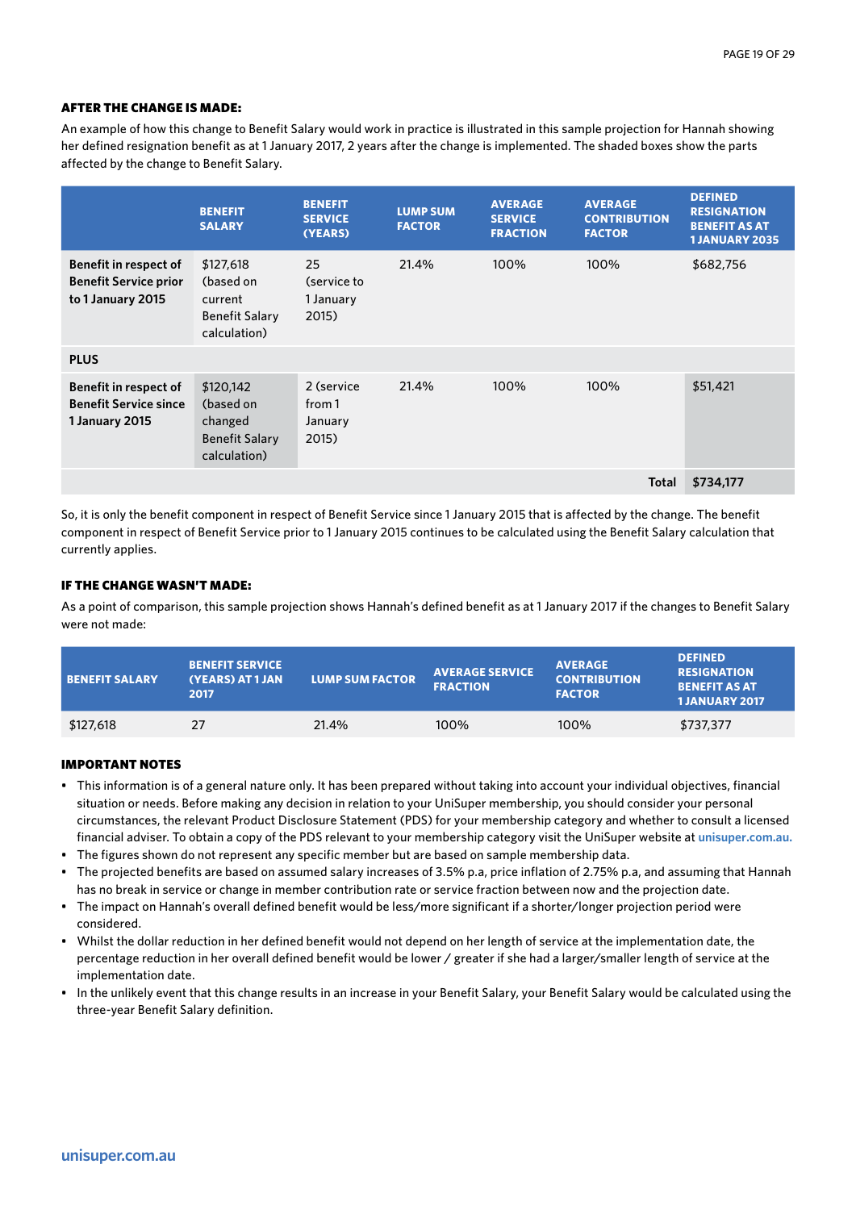#### AFTER THE CHANGE IS MADE:

An example of how this change to Benefit Salary would work in practice is illustrated in this sample projection for Hannah showing her defined resignation benefit as at 1 January 2017, 2 years after the change is implemented. The shaded boxes show the parts affected by the change to Benefit Salary.

| | BENEFIT SALARY | BENEFIT SERVICE (YEARS) | LUMP SUM FACTOR | AVERAGE SERVICE FRACTION | AVERAGE CONTRIBUTION FACTOR | DEFINED RESIGNATION BENEFIT AS AT 1 JANUARY 2035 |
|---|---|---|---|---|---|---|
| **Benefit in respect of Benefit Service prior to 1 January 2015** | $127,618 (based on current Benefit Salary calculation) | 25 (service to 1 January 2015) | 21.4% | 100% | 100% | $682,756 |
| **PLUS** | | | | | | |
| **Benefit in respect of Benefit Service since 1 January 2015** | $120,142 (based on changed Benefit Salary calculation) | 2 (service from 1 January 2015) | 21.4% | 100% | 100% | $51,421 |
| | | | | | **Total** | **$734,177** |

So, it is only the benefit component in respect of Benefit Service since 1 January 2015 that is affected by the change. The benefit component in respect of Benefit Service prior to 1 January 2015 continues to be calculated using the Benefit Salary calculation that currently applies.

#### IF THE CHANGE WASN'T MADE:

As a point of comparison, this sample projection shows Hannah's defined benefit as at 1 January 2017 if the changes to Benefit Salary were not made:

| BENEFIT SALARY | BENEFIT SERVICE (YEARS) AT 1 JAN 2017 | LUMP SUM FACTOR | AVERAGE SERVICE FRACTION | AVERAGE CONTRIBUTION FACTOR | DEFINED RESIGNATION BENEFIT AS AT 1 JANUARY 2017 |
|---|---|---|---|---|---|
| $127,618 | 27 | 21.4% | 100% | 100% | $737,377 |

#### IMPORTANT NOTES

- This information is of a general nature only. It has been prepared without taking into account your individual objectives, financial situation or needs. Before making any decision in relation to your UniSuper membership, you should consider your personal circumstances, the relevant Product Disclosure Statement (PDS) for your membership category and whether to consult a licensed financial adviser. To obtain a copy of the PDS relevant to your membership category visit the UniSuper website at **unisuper.com.au.**
- The figures shown do not represent any specific member but are based on sample membership data.
- The projected benefits are based on assumed salary increases of 3.5% p.a, price inflation of 2.75% p.a, and assuming that Hannah has no break in service or change in member contribution rate or service fraction between now and the projection date.
- The impact on Hannah's overall defined benefit would be less/more significant if a shorter/longer projection period were considered.
- Whilst the dollar reduction in her defined benefit would not depend on her length of service at the implementation date, the percentage reduction in her overall defined benefit would be lower / greater if she had a larger/smaller length of service at the implementation date.
- In the unlikely event that this change results in an increase in your Benefit Salary, your Benefit Salary would be calculated using the three-year Benefit Salary definition.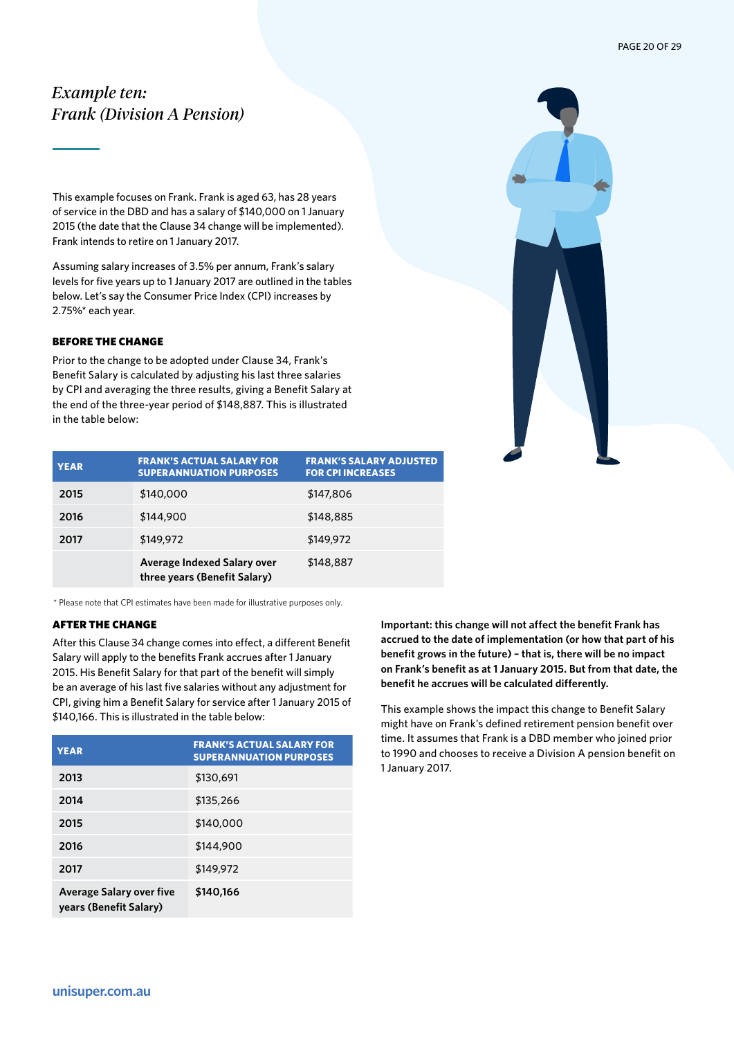# *Example ten: Frank (Division A Pension)*

This example focuses on Frank. Frank is aged 63, has 28 years of service in the DBD and has a salary of $140,000 on 1 January 2015 (the date that the Clause 34 change will be implemented). Frank intends to retire on 1 January 2017.

Assuming salary increases of 3.5% per annum, Frank's salary levels for five years up to 1 January 2017 are outlined in the tables below. Let's say the Consumer Price Index (CPI) increases by 2.75%* each year.

### BEFORE THE CHANGE

Prior to the change to be adopted under Clause 34, Frank's Benefit Salary is calculated by adjusting his last three salaries by CPI and averaging the three results, giving a Benefit Salary at the end of the three-year period of $148,887. This is illustrated in the table below:

| YEAR | FRANK'S ACTUAL SALARY FOR SUPERANNUATION PURPOSES | FRANK'S SALARY ADJUSTED FOR CPI INCREASES |
|---|---|---|
| 2015 | $140,000 | $147,806 |
| 2016 | $144,900 | $148,885 |
| 2017 | $149,972 | $149,972 |
| | **Average Indexed Salary over three years (Benefit Salary)** | $148,887 |

\* Please note that CPI estimates have been made for illustrative purposes only.

### AFTER THE CHANGE

After this Clause 34 change comes into effect, a different Benefit Salary will apply to the benefits Frank accrues after 1 January 2015. His Benefit Salary for that part of the benefit will simply be an average of his last five salaries without any adjustment for CPI, giving him a Benefit Salary for service after 1 January 2015 of $140,166. This is illustrated in the table below:

| YEAR | FRANK'S ACTUAL SALARY FOR SUPERANNUATION PURPOSES |
|---|---|
| 2013 | $130,691 |
| 2014 | $135,266 |
| 2015 | $140,000 |
| 2016 | $144,900 |
| 2017 | $149,972 |
| **Average Salary over five years (Benefit Salary)** | **$140,166** |

**Important: this change will not affect the benefit Frank has accrued to the date of implementation (or how that part of his benefit grows in the future) – that is, there will be no impact on Frank's benefit as at 1 January 2015. But from that date, the benefit he accrues will be calculated differently.**

This example shows the impact this change to Benefit Salary might have on Frank's defined retirement pension benefit over time. It assumes that Frank is a DBD member who joined prior to 1990 and chooses to receive a Division A pension benefit on 1 January 2017.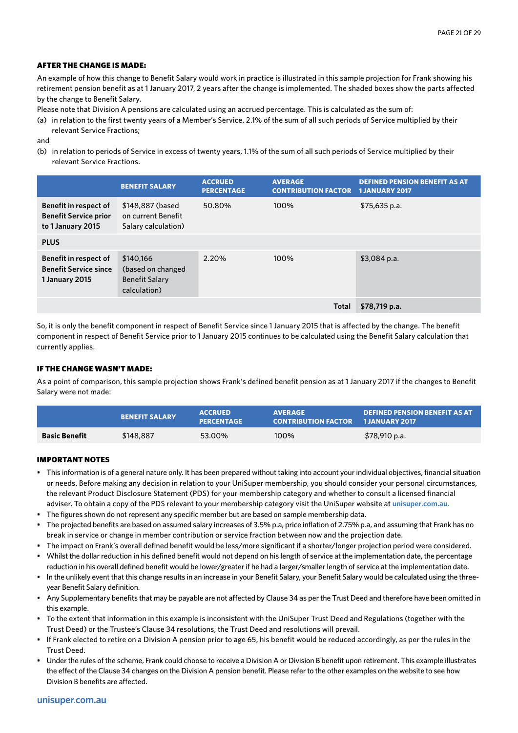### AFTER THE CHANGE IS MADE:

An example of how this change to Benefit Salary would work in practice is illustrated in this sample projection for Frank showing his retirement pension benefit as at 1 January 2017, 2 years after the change is implemented. The shaded boxes show the parts affected by the change to Benefit Salary.

Please note that Division A pensions are calculated using an accrued percentage. This is calculated as the sum of:

(a) in relation to the first twenty years of a Member's Service, 2.1% of the sum of all such periods of Service multiplied by their relevant Service Fractions;

and

(b) in relation to periods of Service in excess of twenty years, 1.1% of the sum of all such periods of Service multiplied by their relevant Service Fractions.

| | BENEFIT SALARY | ACCRUED PERCENTAGE | AVERAGE CONTRIBUTION FACTOR | DEFINED PENSION BENEFIT AS AT 1 JANUARY 2017 |
|---|---|---|---|---|
| **Benefit in respect of Benefit Service prior to 1 January 2015** | $148,887 (based on current Benefit Salary calculation) | 50.80% | 100% | $75,635 p.a. |
| **PLUS** | | | | |
| **Benefit in respect of Benefit Service since 1 January 2015** | $140,166 (based on changed Benefit Salary calculation) | 2.20% | 100% | $3,084 p.a. |
| | | | **Total** | **$78,719 p.a.** |

So, it is only the benefit component in respect of Benefit Service since 1 January 2015 that is affected by the change. The benefit component in respect of Benefit Service prior to 1 January 2015 continues to be calculated using the Benefit Salary calculation that currently applies.

### IF THE CHANGE WASN'T MADE:

As a point of comparison, this sample projection shows Frank's defined benefit pension as at 1 January 2017 if the changes to Benefit Salary were not made:

| | BENEFIT SALARY | ACCRUED PERCENTAGE | AVERAGE CONTRIBUTION FACTOR | DEFINED PENSION BENEFIT AS AT 1 JANUARY 2017 |
|---|---|---|---|---|
| **Basic Benefit** | $148,887 | 53.00% | 100% | $78,910 p.a. |

### IMPORTANT NOTES

- This information is of a general nature only. It has been prepared without taking into account your individual objectives, financial situation or needs. Before making any decision in relation to your UniSuper membership, you should consider your personal circumstances, the relevant Product Disclosure Statement (PDS) for your membership category and whether to consult a licensed financial adviser. To obtain a copy of the PDS relevant to your membership category visit the UniSuper website at unisuper.com.au.
- The figures shown do not represent any specific member but are based on sample membership data.
- The projected benefits are based on assumed salary increases of 3.5% p.a, price inflation of 2.75% p.a, and assuming that Frank has no break in service or change in member contribution or service fraction between now and the projection date.
- The impact on Frank's overall defined benefit would be less/more significant if a shorter/longer projection period were considered.
- Whilst the dollar reduction in his defined benefit would not depend on his length of service at the implementation date, the percentage reduction in his overall defined benefit would be lower/greater if he had a larger/smaller length of service at the implementation date.
- In the unlikely event that this change results in an increase in your Benefit Salary, your Benefit Salary would be calculated using the three-year Benefit Salary definition.
- Any Supplementary benefits that may be payable are not affected by Clause 34 as per the Trust Deed and therefore have been omitted in this example.
- To the extent that information in this example is inconsistent with the UniSuper Trust Deed and Regulations (together with the Trust Deed) or the Trustee's Clause 34 resolutions, the Trust Deed and resolutions will prevail.
- If Frank elected to retire on a Division A pension prior to age 65, his benefit would be reduced accordingly, as per the rules in the Trust Deed.
- Under the rules of the scheme, Frank could choose to receive a Division A or Division B benefit upon retirement. This example illustrates the effect of the Clause 34 changes on the Division A pension benefit. Please refer to the other examples on the website to see how Division B benefits are affected.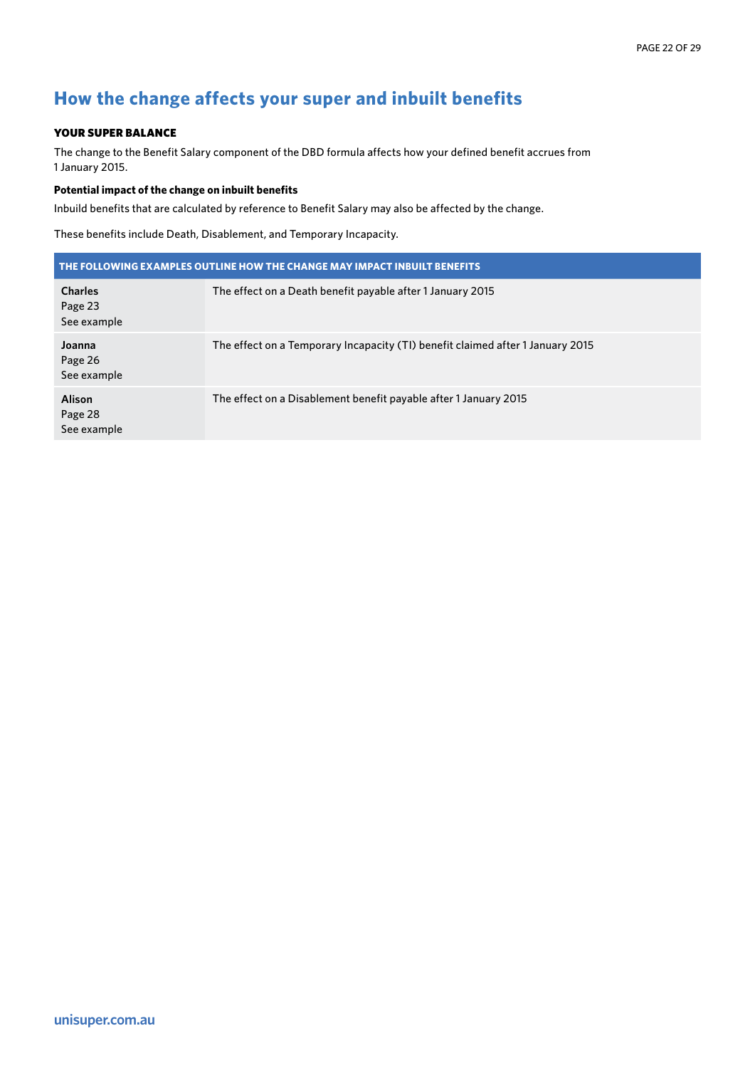# How the change affects your super and inbuilt benefits

## YOUR SUPER BALANCE

The change to the Benefit Salary component of the DBD formula affects how your defined benefit accrues from 1 January 2015.

### Potential impact of the change on inbuilt benefits

Inbuild benefits that are calculated by reference to Benefit Salary may also be affected by the change.

These benefits include Death, Disablement, and Temporary Incapacity.

| THE FOLLOWING EXAMPLES OUTLINE HOW THE CHANGE MAY IMPACT INBUILT BENEFITS | |
|---|---|
| **Charles**<br>Page 23<br>See example | The effect on a Death benefit payable after 1 January 2015 |
| **Joanna**<br>Page 26<br>See example | The effect on a Temporary Incapacity (TI) benefit claimed after 1 January 2015 |
| **Alison**<br>Page 28<br>See example | The effect on a Disablement benefit payable after 1 January 2015 |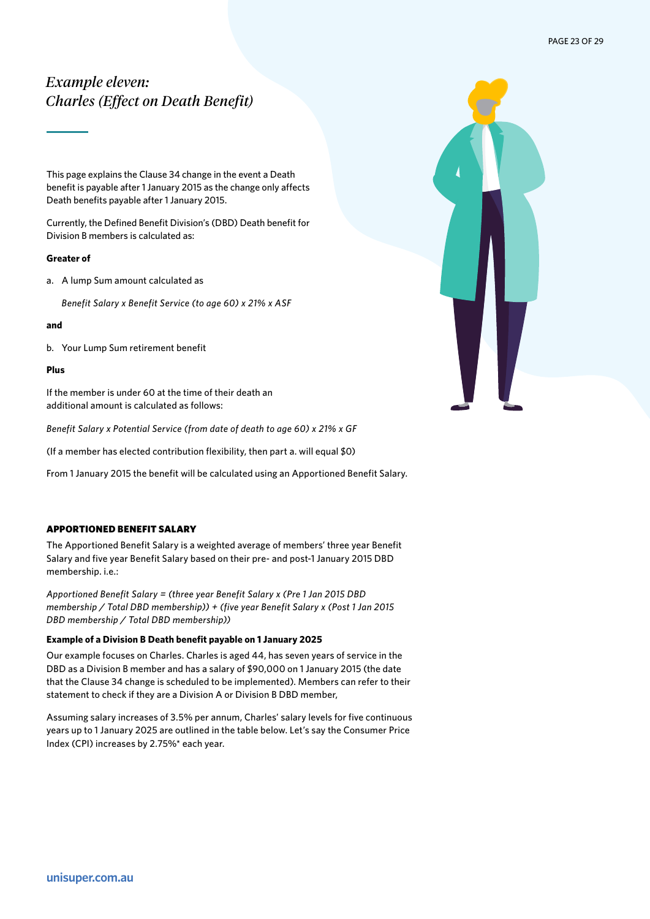# *Example eleven: Charles (Effect on Death Benefit)*

This page explains the Clause 34 change in the event a Death benefit is payable after 1 January 2015 as the change only affects Death benefits payable after 1 January 2015.

Currently, the Defined Benefit Division's (DBD) Death benefit for Division B members is calculated as:

**Greater of**

a. A lump Sum amount calculated as

*Benefit Salary x Benefit Service (to age 60) x 21% x ASF*

**and**

b. Your Lump Sum retirement benefit

**Plus**

If the member is under 60 at the time of their death an additional amount is calculated as follows:

*Benefit Salary x Potential Service (from date of death to age 60) x 21% x GF*

(If a member has elected contribution flexibility, then part a. will equal $0)

From 1 January 2015 the benefit will be calculated using an Apportioned Benefit Salary.

## APPORTIONED BENEFIT SALARY

The Apportioned Benefit Salary is a weighted average of members' three year Benefit Salary and five year Benefit Salary based on their pre- and post-1 January 2015 DBD membership. i.e.:

*Apportioned Benefit Salary = (three year Benefit Salary x (Pre 1 Jan 2015 DBD membership / Total DBD membership)) + (five year Benefit Salary x (Post 1 Jan 2015 DBD membership / Total DBD membership))*

**Example of a Division B Death benefit payable on 1 January 2025**

Our example focuses on Charles. Charles is aged 44, has seven years of service in the DBD as a Division B member and has a salary of $90,000 on 1 January 2015 (the date that the Clause 34 change is scheduled to be implemented). Members can refer to their statement to check if they are a Division A or Division B DBD member,

Assuming salary increases of 3.5% per annum, Charles' salary levels for five continuous years up to 1 January 2025 are outlined in the table below. Let's say the Consumer Price Index (CPI) increases by 2.75%* each year.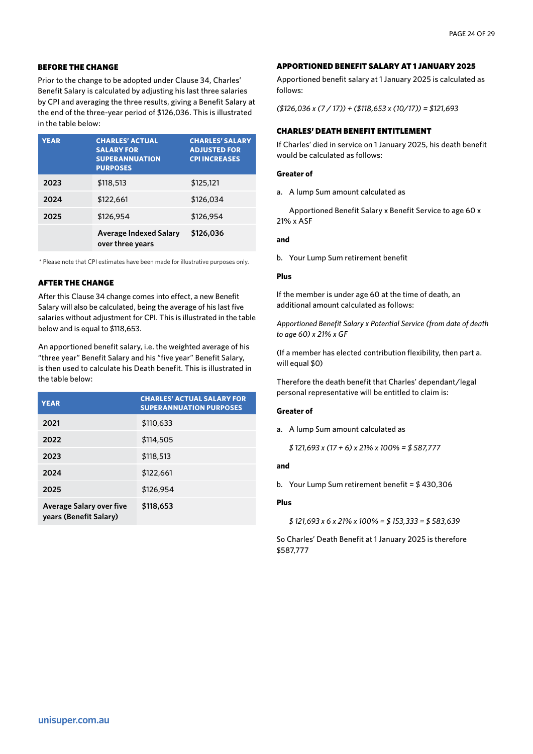### BEFORE THE CHANGE

Prior to the change to be adopted under Clause 34, Charles' Benefit Salary is calculated by adjusting his last three salaries by CPI and averaging the three results, giving a Benefit Salary at the end of the three-year period of $126,036. This is illustrated in the table below:

| YEAR | CHARLES' ACTUAL SALARY FOR SUPERANNUATION PURPOSES | CHARLES' SALARY ADJUSTED FOR CPI INCREASES |
|---|---|---|
| 2023 | $118,513 | $125,121 |
| 2024 | $122,661 | $126,034 |
| 2025 | $126,954 | $126,954 |
| | **Average Indexed Salary over three years** | **$126,036** |

* Please note that CPI estimates have been made for illustrative purposes only.

### AFTER THE CHANGE

After this Clause 34 change comes into effect, a new Benefit Salary will also be calculated, being the average of his last five salaries without adjustment for CPI. This is illustrated in the table below and is equal to $118,653.

An apportioned benefit salary, i.e. the weighted average of his "three year" Benefit Salary and his "five year" Benefit Salary, is then used to calculate his Death benefit. This is illustrated in the table below:

| YEAR | CHARLES' ACTUAL SALARY FOR SUPERANNUATION PURPOSES |
|---|---|
| 2021 | $110,633 |
| 2022 | $114,505 |
| 2023 | $118,513 |
| 2024 | $122,661 |
| 2025 | $126,954 |
| **Average Salary over five years (Benefit Salary)** | **$118,653** |

### APPORTIONED BENEFIT SALARY AT 1 JANUARY 2025

Apportioned benefit salary at 1 January 2025 is calculated as follows:

*($126,036 x (7 / 17)) + ($118,653 x (10/17)) = $121,693*

### CHARLES' DEATH BENEFIT ENTITLEMENT

If Charles' died in service on 1 January 2025, his death benefit would be calculated as follows:

**Greater of**

a. A lump Sum amount calculated as

Apportioned Benefit Salary x Benefit Service to age 60 x 21% x ASF

**and**

b. Your Lump Sum retirement benefit

**Plus**

If the member is under age 60 at the time of death, an additional amount calculated as follows:

*Apportioned Benefit Salary x Potential Service (from date of death to age 60) x 21% x GF*

(If a member has elected contribution flexibility, then part a. will equal $0)

Therefore the death benefit that Charles' dependant/legal personal representative will be entitled to claim is:

**Greater of**

a. A lump Sum amount calculated as

*$ 121,693 x (17 + 6) x 21% x 100% = $ 587,777*

**and**

b. Your Lump Sum retirement benefit = $ 430,306

**Plus**

*$ 121,693 x 6 x 21% x 100% = $ 153,333 = $ 583,639*

So Charles' Death Benefit at 1 January 2025 is therefore $587,777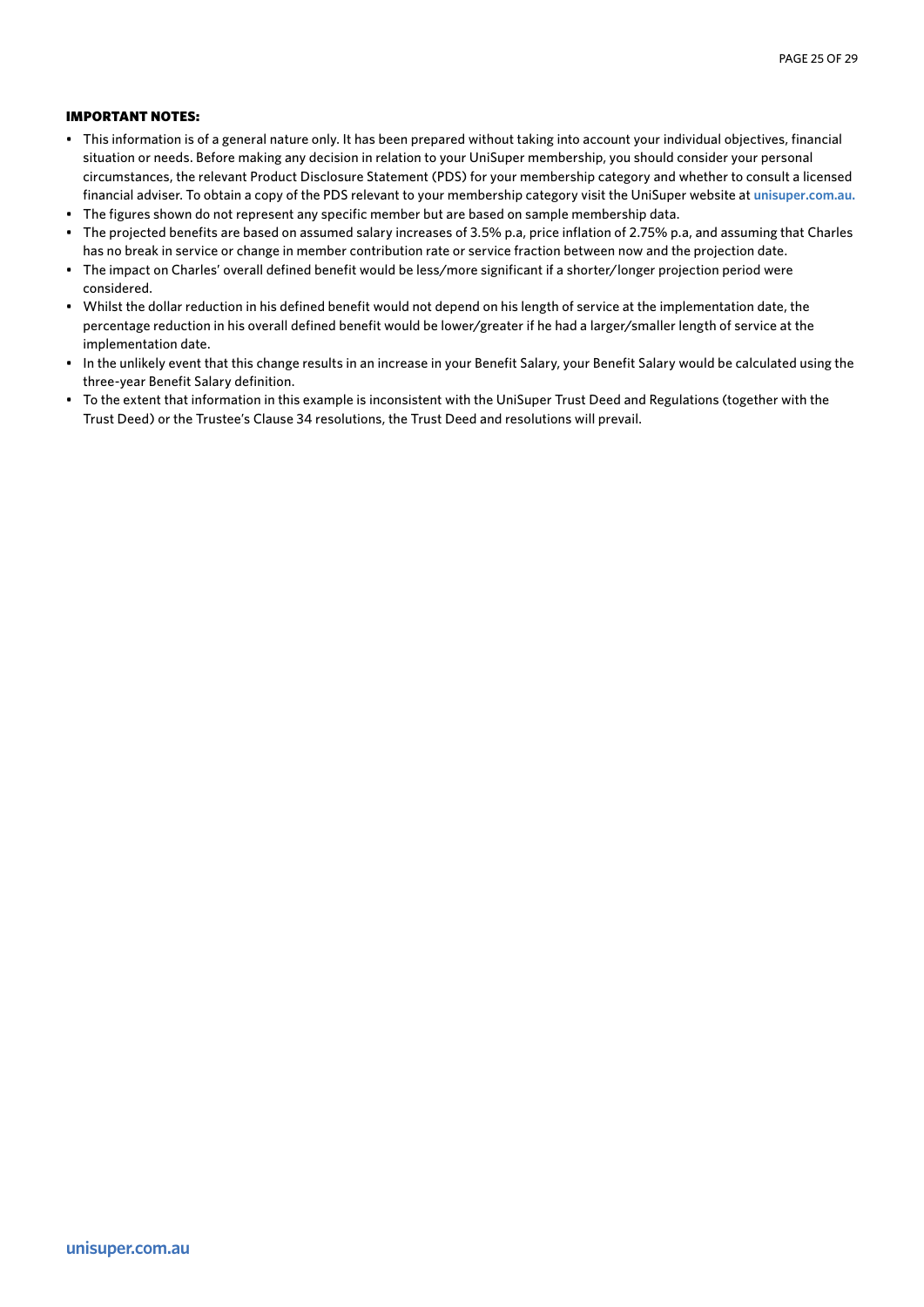**IMPORTANT NOTES:**

- This information is of a general nature only. It has been prepared without taking into account your individual objectives, financial situation or needs. Before making any decision in relation to your UniSuper membership, you should consider your personal circumstances, the relevant Product Disclosure Statement (PDS) for your membership category and whether to consult a licensed financial adviser. To obtain a copy of the PDS relevant to your membership category visit the UniSuper website at **unisuper.com.au.**
- The figures shown do not represent any specific member but are based on sample membership data.
- The projected benefits are based on assumed salary increases of 3.5% p.a, price inflation of 2.75% p.a, and assuming that Charles has no break in service or change in member contribution rate or service fraction between now and the projection date.
- The impact on Charles' overall defined benefit would be less/more significant if a shorter/longer projection period were considered.
- Whilst the dollar reduction in his defined benefit would not depend on his length of service at the implementation date, the percentage reduction in his overall defined benefit would be lower/greater if he had a larger/smaller length of service at the implementation date.
- In the unlikely event that this change results in an increase in your Benefit Salary, your Benefit Salary would be calculated using the three-year Benefit Salary definition.
- To the extent that information in this example is inconsistent with the UniSuper Trust Deed and Regulations (together with the Trust Deed) or the Trustee's Clause 34 resolutions, the Trust Deed and resolutions will prevail.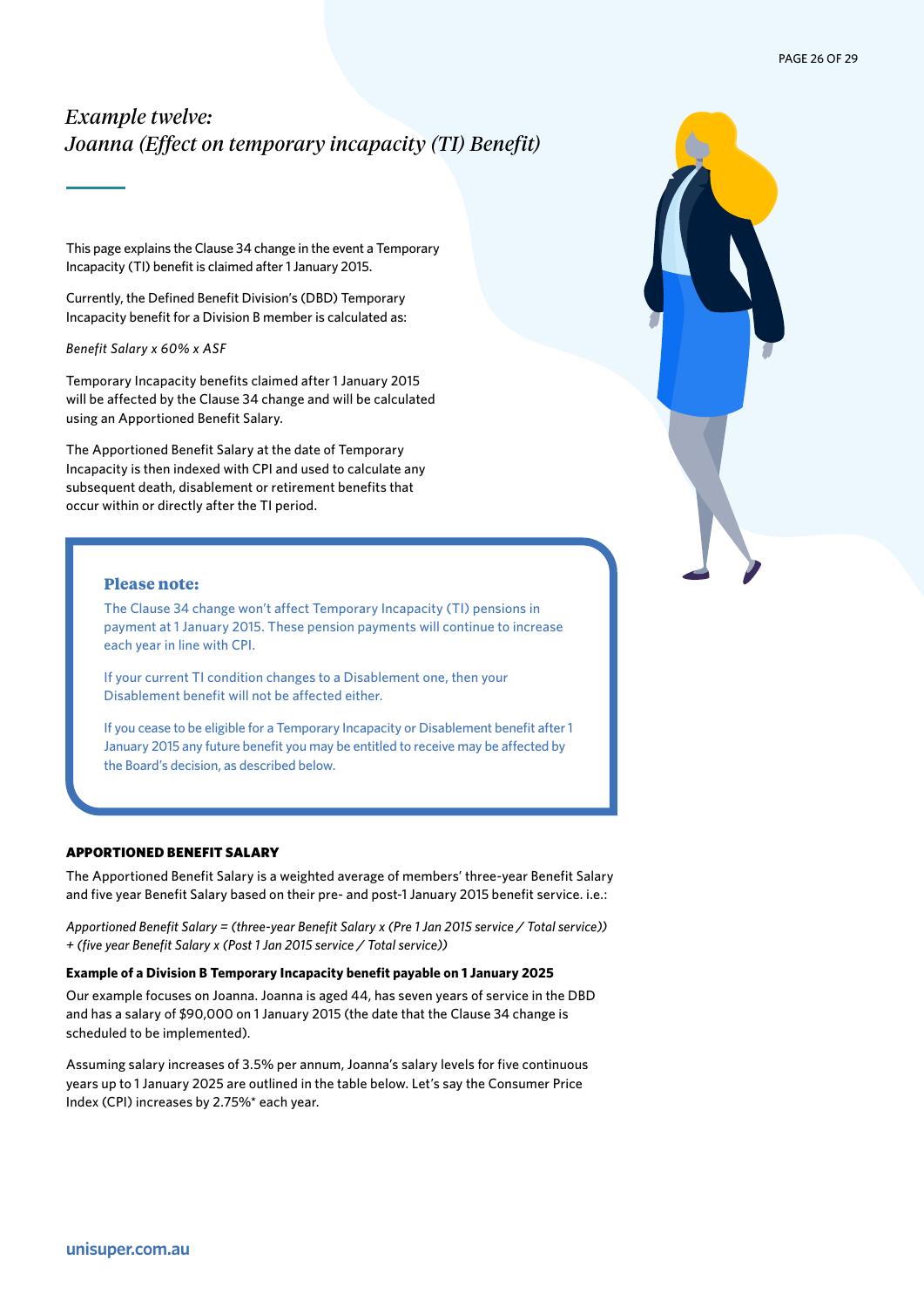## *Example twelve: Joanna (Effect on temporary incapacity (TI) Benefit)*

This page explains the Clause 34 change in the event a Temporary Incapacity (TI) benefit is claimed after 1 January 2015.

Currently, the Defined Benefit Division's (DBD) Temporary Incapacity benefit for a Division B member is calculated as:

*Benefit Salary x 60% x ASF*

Temporary Incapacity benefits claimed after 1 January 2015 will be affected by the Clause 34 change and will be calculated using an Apportioned Benefit Salary.

The Apportioned Benefit Salary at the date of Temporary Incapacity is then indexed with CPI and used to calculate any subsequent death, disablement or retirement benefits that occur within or directly after the TI period.

> **Please note:**
>
> The Clause 34 change won't affect Temporary Incapacity (TI) pensions in payment at 1 January 2015. These pension payments will continue to increase each year in line with CPI.
>
> If your current TI condition changes to a Disablement one, then your Disablement benefit will not be affected either.
>
> If you cease to be eligible for a Temporary Incapacity or Disablement benefit after 1 January 2015 any future benefit you may be entitled to receive may be affected by the Board's decision, as described below.

### APPORTIONED BENEFIT SALARY

The Apportioned Benefit Salary is a weighted average of members' three-year Benefit Salary and five year Benefit Salary based on their pre- and post-1 January 2015 benefit service. i.e.:

*Apportioned Benefit Salary = (three-year Benefit Salary x (Pre 1 Jan 2015 service / Total service)) + (five year Benefit Salary x (Post 1 Jan 2015 service / Total service))*

**Example of a Division B Temporary Incapacity benefit payable on 1 January 2025**

Our example focuses on Joanna. Joanna is aged 44, has seven years of service in the DBD and has a salary of $90,000 on 1 January 2015 (the date that the Clause 34 change is scheduled to be implemented).

Assuming salary increases of 3.5% per annum, Joanna's salary levels for five continuous years up to 1 January 2025 are outlined in the table below. Let's say the Consumer Price Index (CPI) increases by 2.75%* each year.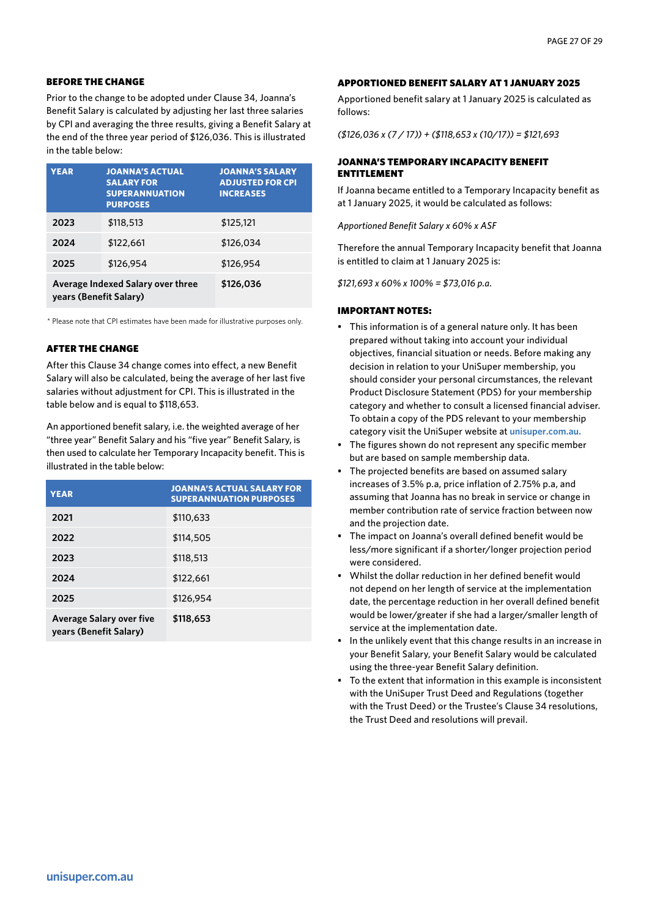### BEFORE THE CHANGE

Prior to the change to be adopted under Clause 34, Joanna's Benefit Salary is calculated by adjusting her last three salaries by CPI and averaging the three results, giving a Benefit Salary at the end of the three year period of $126,036. This is illustrated in the table below:

| YEAR | JOANNA'S ACTUAL SALARY FOR SUPERANNUATION PURPOSES | JOANNA'S SALARY ADJUSTED FOR CPI INCREASES |
|---|---|---|
| **2023** | $118,513 | $125,121 |
| **2024** | $122,661 | $126,034 |
| **2025** | $126,954 | $126,954 |
| **Average Indexed Salary over three years (Benefit Salary)** | | **$126,036** |

\* Please note that CPI estimates have been made for illustrative purposes only.

### AFTER THE CHANGE

After this Clause 34 change comes into effect, a new Benefit Salary will also be calculated, being the average of her last five salaries without adjustment for CPI. This is illustrated in the table below and is equal to $118,653.

An apportioned benefit salary, i.e. the weighted average of her "three year" Benefit Salary and his "five year" Benefit Salary, is then used to calculate her Temporary Incapacity benefit. This is illustrated in the table below:

| YEAR | JOANNA'S ACTUAL SALARY FOR SUPERANNUATION PURPOSES |
|---|---|
| **2021** | $110,633 |
| **2022** | $114,505 |
| **2023** | $118,513 |
| **2024** | $122,661 |
| **2025** | $126,954 |
| **Average Salary over five years (Benefit Salary)** | **$118,653** |

### APPORTIONED BENEFIT SALARY AT 1 JANUARY 2025

Apportioned benefit salary at 1 January 2025 is calculated as follows:

*($126,036 x (7 / 17)) + ($118,653 x (10/17)) = $121,693*

### JOANNA'S TEMPORARY INCAPACITY BENEFIT ENTITLEMENT

If Joanna became entitled to a Temporary Incapacity benefit as at 1 January 2025, it would be calculated as follows:

*Apportioned Benefit Salary x 60% x ASF*

Therefore the annual Temporary Incapacity benefit that Joanna is entitled to claim at 1 January 2025 is:

*$121,693 x 60% x 100% = $73,016 p.a.*

### IMPORTANT NOTES:

- This information is of a general nature only. It has been prepared without taking into account your individual objectives, financial situation or needs. Before making any decision in relation to your UniSuper membership, you should consider your personal circumstances, the relevant Product Disclosure Statement (PDS) for your membership category and whether to consult a licensed financial adviser. To obtain a copy of the PDS relevant to your membership category visit the UniSuper website at unisuper.com.au.
- The figures shown do not represent any specific member but are based on sample membership data.
- The projected benefits are based on assumed salary increases of 3.5% p.a, price inflation of 2.75% p.a, and assuming that Joanna has no break in service or change in member contribution rate of service fraction between now and the projection date.
- The impact on Joanna's overall defined benefit would be less/more significant if a shorter/longer projection period were considered.
- Whilst the dollar reduction in her defined benefit would not depend on her length of service at the implementation date, the percentage reduction in her overall defined benefit would be lower/greater if she had a larger/smaller length of service at the implementation date.
- In the unlikely event that this change results in an increase in your Benefit Salary, your Benefit Salary would be calculated using the three-year Benefit Salary definition.
- To the extent that information in this example is inconsistent with the UniSuper Trust Deed and Regulations (together with the Trust Deed) or the Trustee's Clause 34 resolutions, the Trust Deed and resolutions will prevail.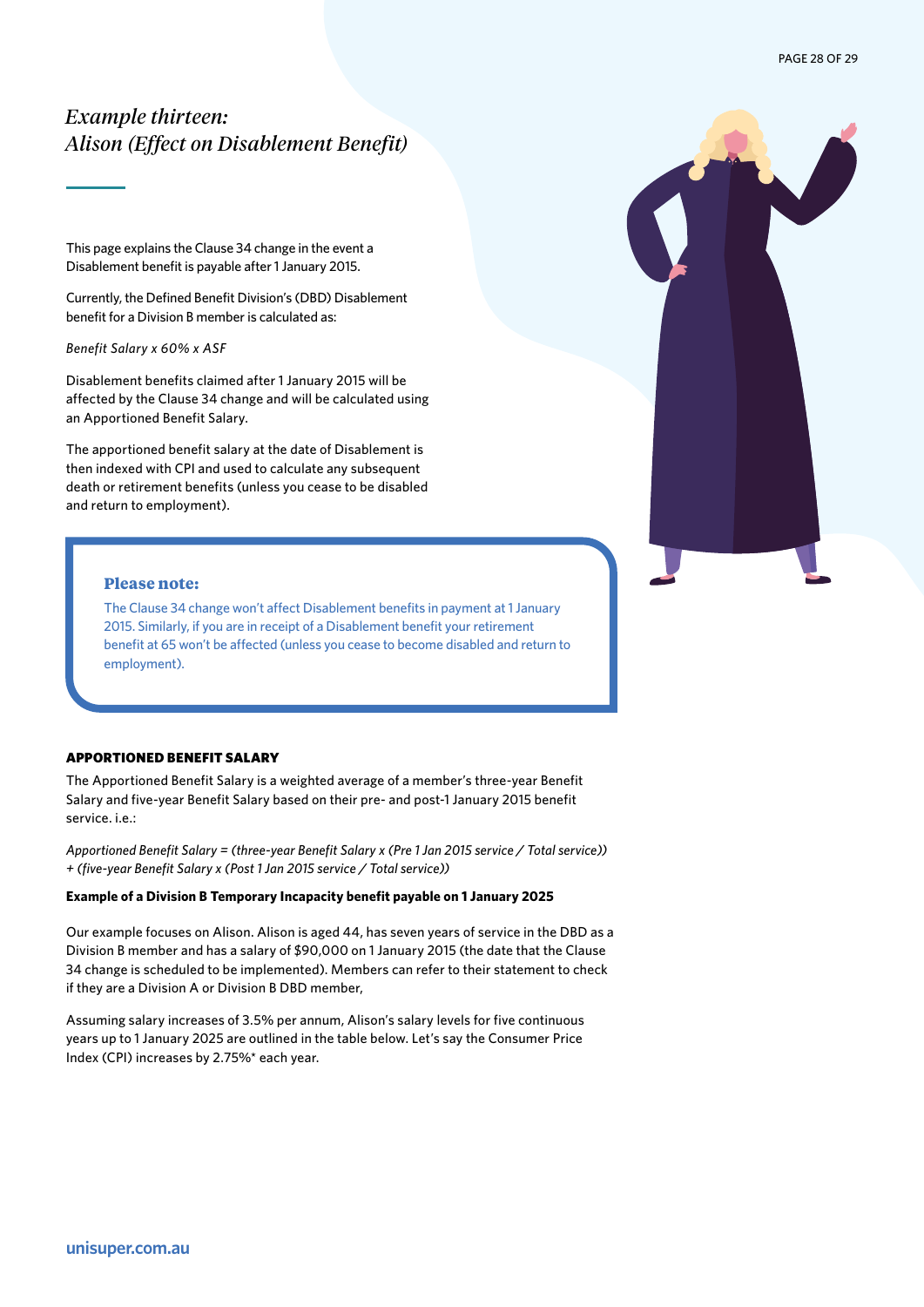# *Example thirteen: Alison (Effect on Disablement Benefit)*

This page explains the Clause 34 change in the event a Disablement benefit is payable after 1 January 2015.

Currently, the Defined Benefit Division's (DBD) Disablement benefit for a Division B member is calculated as:

*Benefit Salary x 60% x ASF*

Disablement benefits claimed after 1 January 2015 will be affected by the Clause 34 change and will be calculated using an Apportioned Benefit Salary.

The apportioned benefit salary at the date of Disablement is then indexed with CPI and used to calculate any subsequent death or retirement benefits (unless you cease to be disabled and return to employment).

> **Please note:**
>
> The Clause 34 change won't affect Disablement benefits in payment at 1 January 2015. Similarly, if you are in receipt of a Disablement benefit your retirement benefit at 65 won't be affected (unless you cease to become disabled and return to employment).

### APPORTIONED BENEFIT SALARY

The Apportioned Benefit Salary is a weighted average of a member's three-year Benefit Salary and five-year Benefit Salary based on their pre- and post-1 January 2015 benefit service. i.e.:

*Apportioned Benefit Salary = (three-year Benefit Salary x (Pre 1 Jan 2015 service / Total service)) + (five-year Benefit Salary x (Post 1 Jan 2015 service / Total service))*

**Example of a Division B Temporary Incapacity benefit payable on 1 January 2025**

Our example focuses on Alison. Alison is aged 44, has seven years of service in the DBD as a Division B member and has a salary of $90,000 on 1 January 2015 (the date that the Clause 34 change is scheduled to be implemented). Members can refer to their statement to check if they are a Division A or Division B DBD member,

Assuming salary increases of 3.5% per annum, Alison's salary levels for five continuous years up to 1 January 2025 are outlined in the table below. Let's say the Consumer Price Index (CPI) increases by 2.75%* each year.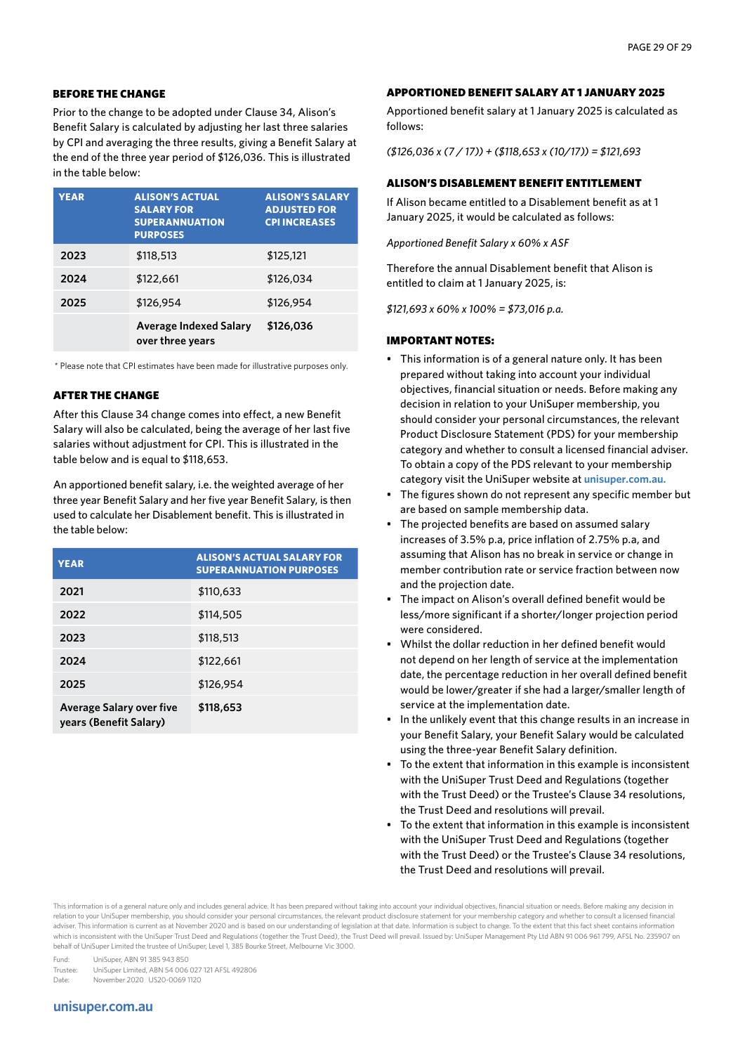### BEFORE THE CHANGE

Prior to the change to be adopted under Clause 34, Alison's Benefit Salary is calculated by adjusting her last three salaries by CPI and averaging the three results, giving a Benefit Salary at the end of the three year period of $126,036. This is illustrated in the table below:

| YEAR | ALISON'S ACTUAL SALARY FOR SUPERANNUATION PURPOSES | ALISON'S SALARY ADJUSTED FOR CPI INCREASES |
|---|---|---|
| 2023 | $118,513 | $125,121 |
| 2024 | $122,661 | $126,034 |
| 2025 | $126,954 | $126,954 |
| | **Average Indexed Salary over three years** | **$126,036** |

* Please note that CPI estimates have been made for illustrative purposes only.

### AFTER THE CHANGE

After this Clause 34 change comes into effect, a new Benefit Salary will also be calculated, being the average of her last five salaries without adjustment for CPI. This is illustrated in the table below and is equal to $118,653.

An apportioned benefit salary, i.e. the weighted average of her three year Benefit Salary and her five year Benefit Salary, is then used to calculate her Disablement benefit. This is illustrated in the table below:

| YEAR | ALISON'S ACTUAL SALARY FOR SUPERANNUATION PURPOSES |
|---|---|
| 2021 | $110,633 |
| 2022 | $114,505 |
| 2023 | $118,513 |
| 2024 | $122,661 |
| 2025 | $126,954 |
| **Average Salary over five years (Benefit Salary)** | **$118,653** |

### APPORTIONED BENEFIT SALARY AT 1 JANUARY 2025

Apportioned benefit salary at 1 January 2025 is calculated as follows:

*($126,036 x (7 / 17)) + ($118,653 x (10/17)) = $121,693*

### ALISON'S DISABLEMENT BENEFIT ENTITLEMENT

If Alison became entitled to a Disablement benefit as at 1 January 2025, it would be calculated as follows:

*Apportioned Benefit Salary x 60% x ASF*

Therefore the annual Disablement benefit that Alison is entitled to claim at 1 January 2025, is:

*$121,693 x 60% x 100% = $73,016 p.a.*

### IMPORTANT NOTES:

- This information is of a general nature only. It has been prepared without taking into account your individual objectives, financial situation or needs. Before making any decision in relation to your UniSuper membership, you should consider your personal circumstances, the relevant Product Disclosure Statement (PDS) for your membership category and whether to consult a licensed financial adviser. To obtain a copy of the PDS relevant to your membership category visit the UniSuper website at **unisuper.com.au.**
- The figures shown do not represent any specific member but are based on sample membership data.
- The projected benefits are based on assumed salary increases of 3.5% p.a, price inflation of 2.75% p.a, and assuming that Alison has no break in service or change in member contribution rate or service fraction between now and the projection date.
- The impact on Alison's overall defined benefit would be less/more significant if a shorter/longer projection period were considered.
- Whilst the dollar reduction in her defined benefit would not depend on her length of service at the implementation date, the percentage reduction in her overall defined benefit would be lower/greater if she had a larger/smaller length of service at the implementation date.
- In the unlikely event that this change results in an increase in your Benefit Salary, your Benefit Salary would be calculated using the three-year Benefit Salary definition.
- To the extent that information in this example is inconsistent with the UniSuper Trust Deed and Regulations (together with the Trust Deed) or the Trustee's Clause 34 resolutions, the Trust Deed and resolutions will prevail.
- To the extent that information in this example is inconsistent with the UniSuper Trust Deed and Regulations (together with the Trust Deed) or the Trustee's Clause 34 resolutions, the Trust Deed and resolutions will prevail.

This information is of a general nature only and includes general advice. It has been prepared without taking into account your individual objectives, financial situation or needs. Before making any decision in relation to your UniSuper membership, you should consider your personal circumstances, the relevant product disclosure statement for your membership category and whether to consult a licensed financial adviser. This information is current as at November 2020 and is based on our understanding of legislation at that date. Information is subject to change. To the extent that this fact sheet contains information which is inconsistent with the UniSuper Trust Deed and Regulations (together the Trust Deed), the Trust Deed will prevail. Issued by: UniSuper Management Pty Ltd ABN 91 006 961 799, AFSL No. 235907 on behalf of UniSuper Limited the trustee of UniSuper, Level 1, 385 Bourke Street, Melbourne Vic 3000.

Fund: UniSuper, ABN 91 385 943 850
Trustee: UniSuper Limited, ABN 54 006 027 121 AFSL 492806
Date: November 2020 US20-0069 1120

**unisuper.com.au**